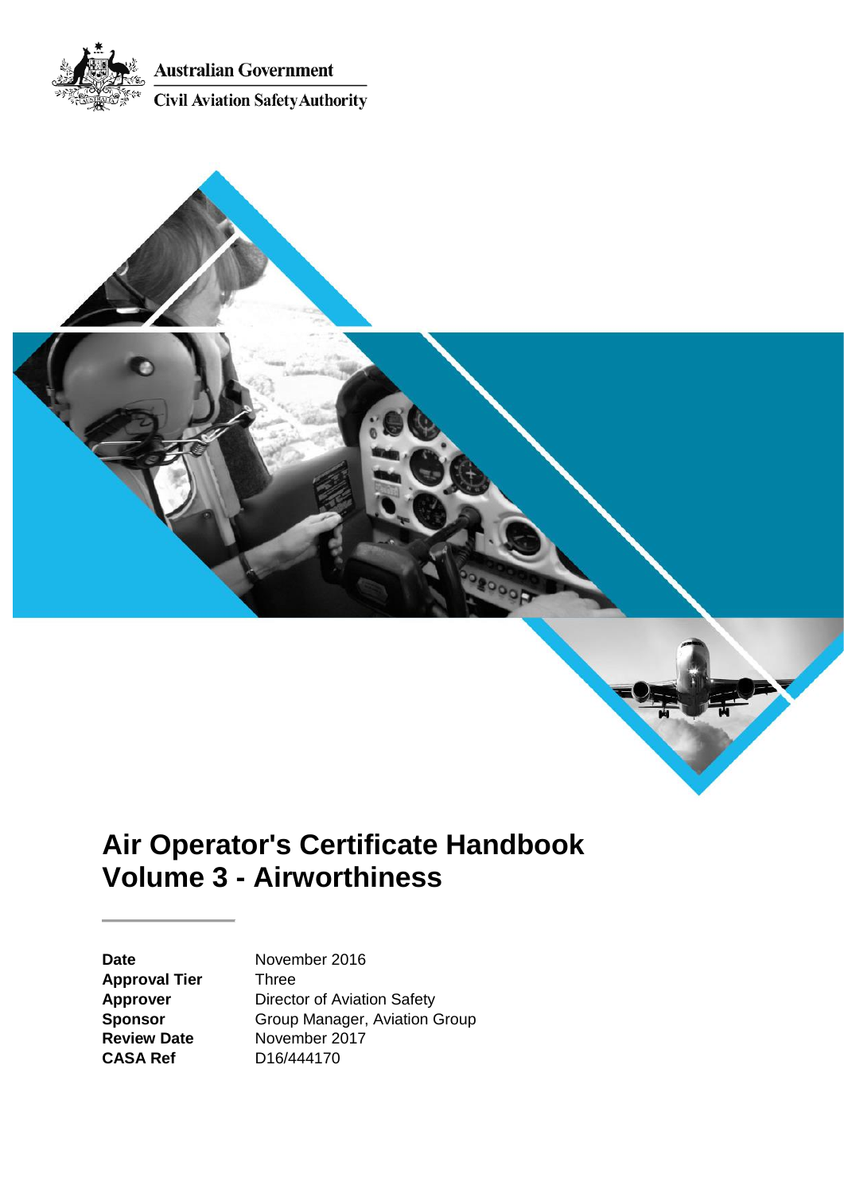Australian Government

Civil Aviation Safety Authority

# Air Operator's Certificate Handbook Volume 3 - Airworthiness

| | |
|---|---|
| **Date** | November 2016 |
| **Approval Tier** | Three |
| **Approver** | Director of Aviation Safety |
| **Sponsor** | Group Manager, Aviation Group |
| **Review Date** | November 2017 |
| **CASA Ref** | D16/444170 |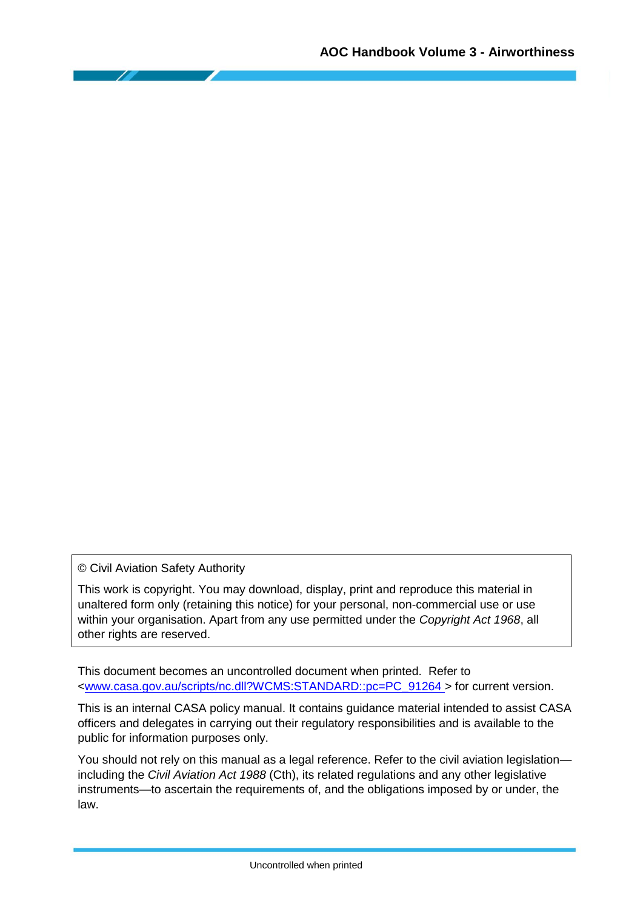© Civil Aviation Safety Authority

This work is copyright. You may download, display, print and reproduce this material in unaltered form only (retaining this notice) for your personal, non-commercial use or use within your organisation. Apart from any use permitted under the *Copyright Act 1968*, all other rights are reserved.

This document becomes an uncontrolled document when printed. Refer to <www.casa.gov.au/scripts/nc.dll?WCMS:STANDARD::pc=PC_91264 > for current version.

This is an internal CASA policy manual. It contains guidance material intended to assist CASA officers and delegates in carrying out their regulatory responsibilities and is available to the public for information purposes only.

You should not rely on this manual as a legal reference. Refer to the civil aviation legislation—including the *Civil Aviation Act 1988* (Cth), its related regulations and any other legislative instruments—to ascertain the requirements of, and the obligations imposed by or under, the law.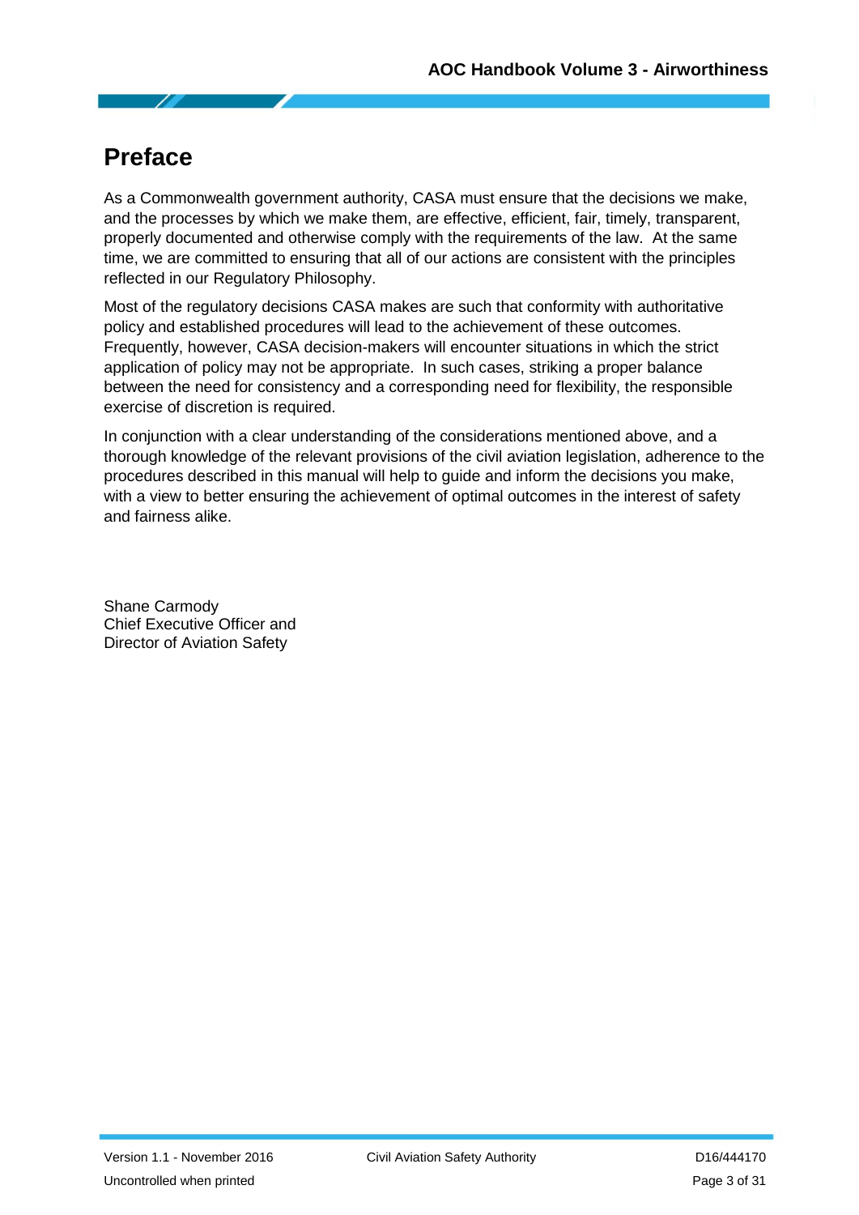# Preface

As a Commonwealth government authority, CASA must ensure that the decisions we make, and the processes by which we make them, are effective, efficient, fair, timely, transparent, properly documented and otherwise comply with the requirements of the law. At the same time, we are committed to ensuring that all of our actions are consistent with the principles reflected in our Regulatory Philosophy.

Most of the regulatory decisions CASA makes are such that conformity with authoritative policy and established procedures will lead to the achievement of these outcomes. Frequently, however, CASA decision-makers will encounter situations in which the strict application of policy may not be appropriate. In such cases, striking a proper balance between the need for consistency and a corresponding need for flexibility, the responsible exercise of discretion is required.

In conjunction with a clear understanding of the considerations mentioned above, and a thorough knowledge of the relevant provisions of the civil aviation legislation, adherence to the procedures described in this manual will help to guide and inform the decisions you make, with a view to better ensuring the achievement of optimal outcomes in the interest of safety and fairness alike.

Shane Carmody
Chief Executive Officer and
Director of Aviation Safety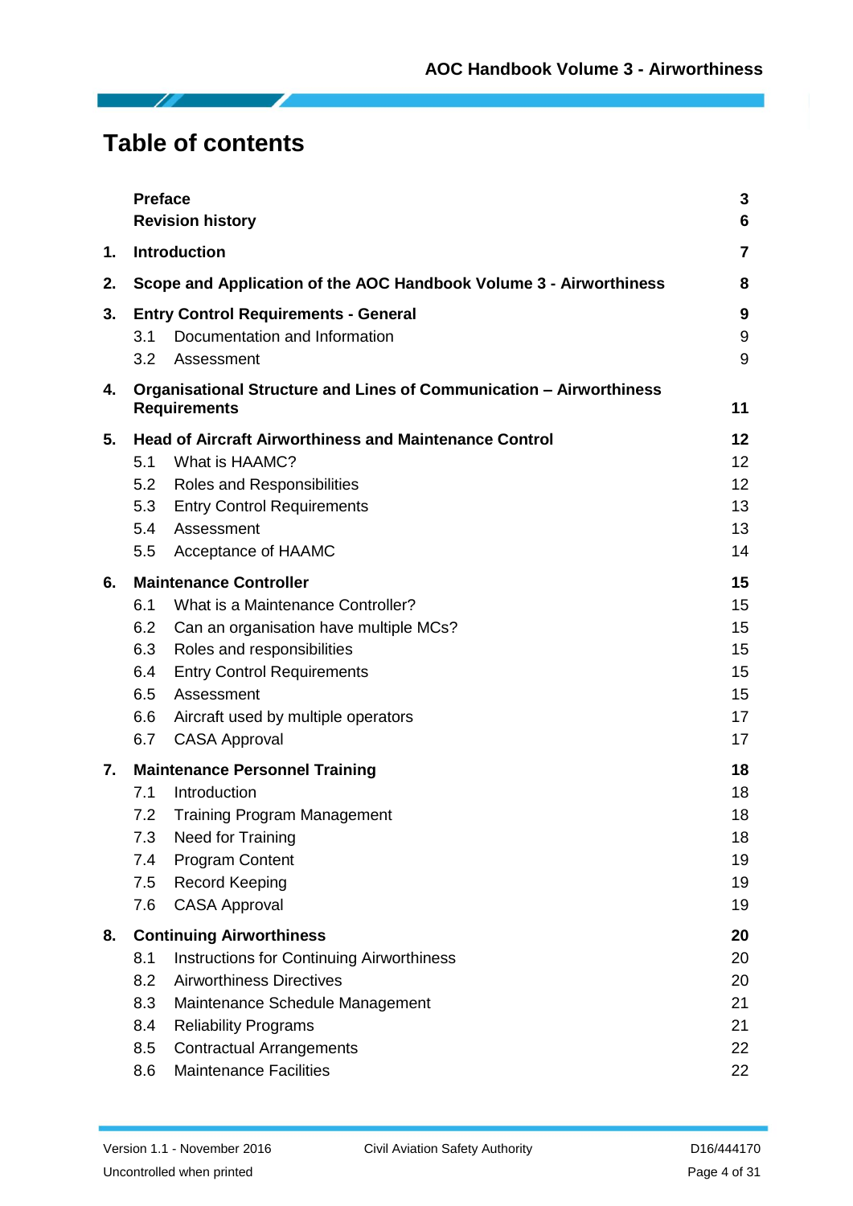# Table of contents

| | | |
|---|---|---|
| | **Preface** | **3** |
| | **Revision history** | **6** |
| **1.** | **Introduction** | **7** |
| **2.** | **Scope and Application of the AOC Handbook Volume 3 - Airworthiness** | **8** |
| **3.** | **Entry Control Requirements - General** | **9** |
| | 3.1 Documentation and Information | 9 |
| | 3.2 Assessment | 9 |
| **4.** | **Organisational Structure and Lines of Communication – Airworthiness Requirements** | **11** |
| **5.** | **Head of Aircraft Airworthiness and Maintenance Control** | **12** |
| | 5.1 What is HAAMC? | 12 |
| | 5.2 Roles and Responsibilities | 12 |
| | 5.3 Entry Control Requirements | 13 |
| | 5.4 Assessment | 13 |
| | 5.5 Acceptance of HAAMC | 14 |
| **6.** | **Maintenance Controller** | **15** |
| | 6.1 What is a Maintenance Controller? | 15 |
| | 6.2 Can an organisation have multiple MCs? | 15 |
| | 6.3 Roles and responsibilities | 15 |
| | 6.4 Entry Control Requirements | 15 |
| | 6.5 Assessment | 15 |
| | 6.6 Aircraft used by multiple operators | 17 |
| | 6.7 CASA Approval | 17 |
| **7.** | **Maintenance Personnel Training** | **18** |
| | 7.1 Introduction | 18 |
| | 7.2 Training Program Management | 18 |
| | 7.3 Need for Training | 18 |
| | 7.4 Program Content | 19 |
| | 7.5 Record Keeping | 19 |
| | 7.6 CASA Approval | 19 |
| **8.** | **Continuing Airworthiness** | **20** |
| | 8.1 Instructions for Continuing Airworthiness | 20 |
| | 8.2 Airworthiness Directives | 20 |
| | 8.3 Maintenance Schedule Management | 21 |
| | 8.4 Reliability Programs | 21 |
| | 8.5 Contractual Arrangements | 22 |
| | 8.6 Maintenance Facilities | 22 |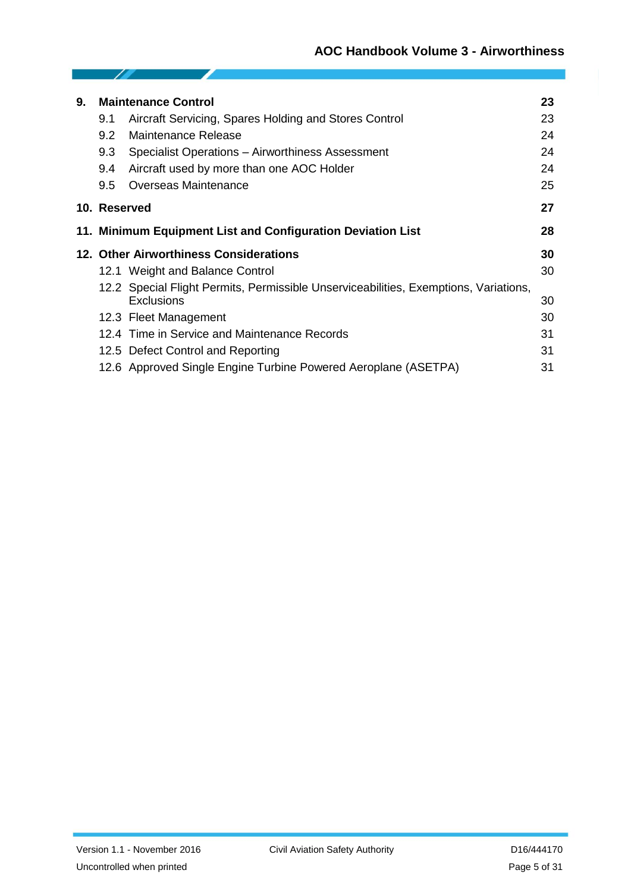| | | |
|---|---|---|
| **9.** | **Maintenance Control** | **23** |
| 9.1 | Aircraft Servicing, Spares Holding and Stores Control | 23 |
| 9.2 | Maintenance Release | 24 |
| 9.3 | Specialist Operations – Airworthiness Assessment | 24 |
| 9.4 | Aircraft used by more than one AOC Holder | 24 |
| 9.5 | Overseas Maintenance | 25 |
| **10.** | **Reserved** | **27** |
| **11.** | **Minimum Equipment List and Configuration Deviation List** | **28** |
| **12.** | **Other Airworthiness Considerations** | **30** |
| 12.1 | Weight and Balance Control | 30 |
| 12.2 | Special Flight Permits, Permissible Unserviceabilities, Exemptions, Variations, Exclusions | 30 |
| 12.3 | Fleet Management | 30 |
| 12.4 | Time in Service and Maintenance Records | 31 |
| 12.5 | Defect Control and Reporting | 31 |
| 12.6 | Approved Single Engine Turbine Powered Aeroplane (ASETPA) | 31 |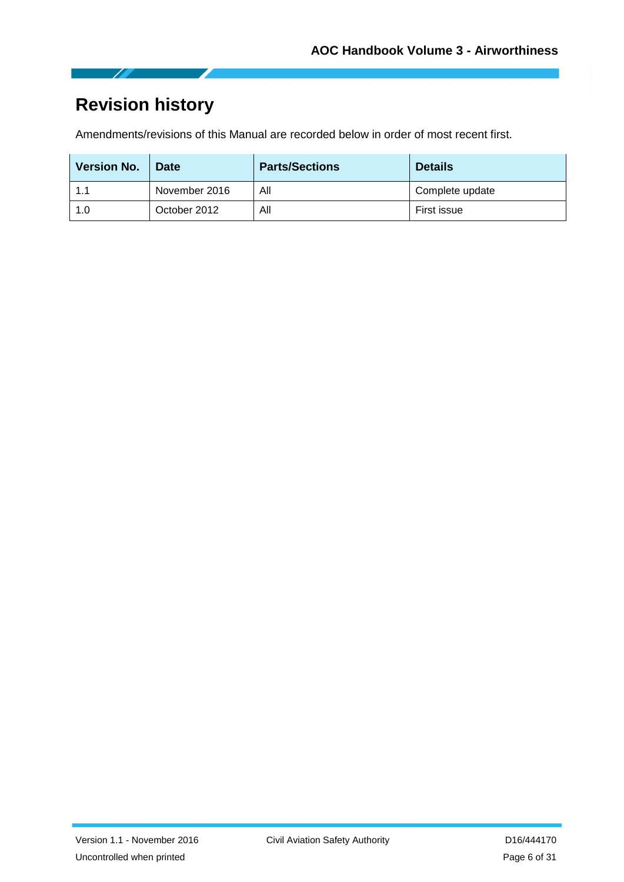# Revision history

Amendments/revisions of this Manual are recorded below in order of most recent first.

| Version No. | Date | Parts/Sections | Details |
| --- | --- | --- | --- |
| 1.1 | November 2016 | All | Complete update |
| 1.0 | October 2012 | All | First issue |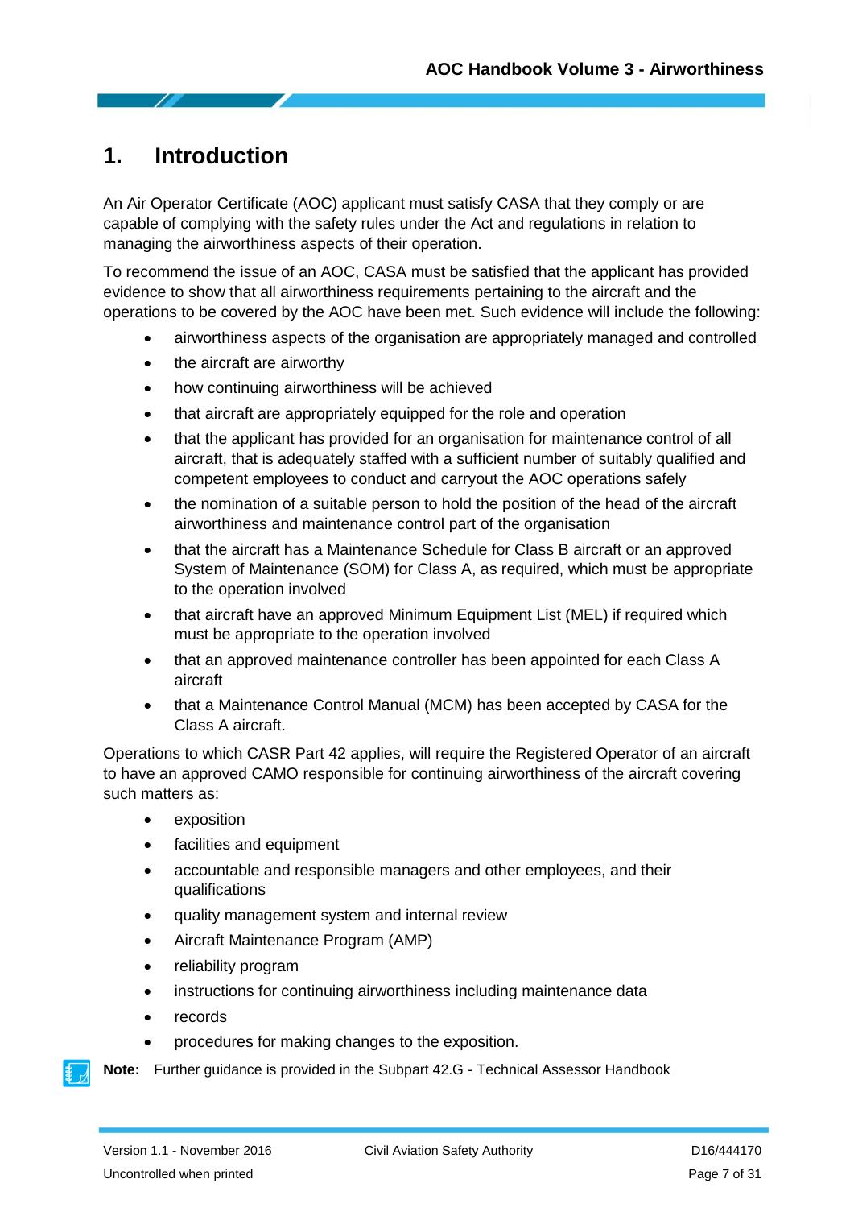# 1. Introduction

An Air Operator Certificate (AOC) applicant must satisfy CASA that they comply or are capable of complying with the safety rules under the Act and regulations in relation to managing the airworthiness aspects of their operation.

To recommend the issue of an AOC, CASA must be satisfied that the applicant has provided evidence to show that all airworthiness requirements pertaining to the aircraft and the operations to be covered by the AOC have been met. Such evidence will include the following:

- airworthiness aspects of the organisation are appropriately managed and controlled
- the aircraft are airworthy
- how continuing airworthiness will be achieved
- that aircraft are appropriately equipped for the role and operation
- that the applicant has provided for an organisation for maintenance control of all aircraft, that is adequately staffed with a sufficient number of suitably qualified and competent employees to conduct and carryout the AOC operations safely
- the nomination of a suitable person to hold the position of the head of the aircraft airworthiness and maintenance control part of the organisation
- that the aircraft has a Maintenance Schedule for Class B aircraft or an approved System of Maintenance (SOM) for Class A, as required, which must be appropriate to the operation involved
- that aircraft have an approved Minimum Equipment List (MEL) if required which must be appropriate to the operation involved
- that an approved maintenance controller has been appointed for each Class A aircraft
- that a Maintenance Control Manual (MCM) has been accepted by CASA for the Class A aircraft.

Operations to which CASR Part 42 applies, will require the Registered Operator of an aircraft to have an approved CAMO responsible for continuing airworthiness of the aircraft covering such matters as:

- exposition
- facilities and equipment
- accountable and responsible managers and other employees, and their qualifications
- quality management system and internal review
- Aircraft Maintenance Program (AMP)
- reliability program
- instructions for continuing airworthiness including maintenance data
- records
- procedures for making changes to the exposition.

**Note:** Further guidance is provided in the Subpart 42.G - Technical Assessor Handbook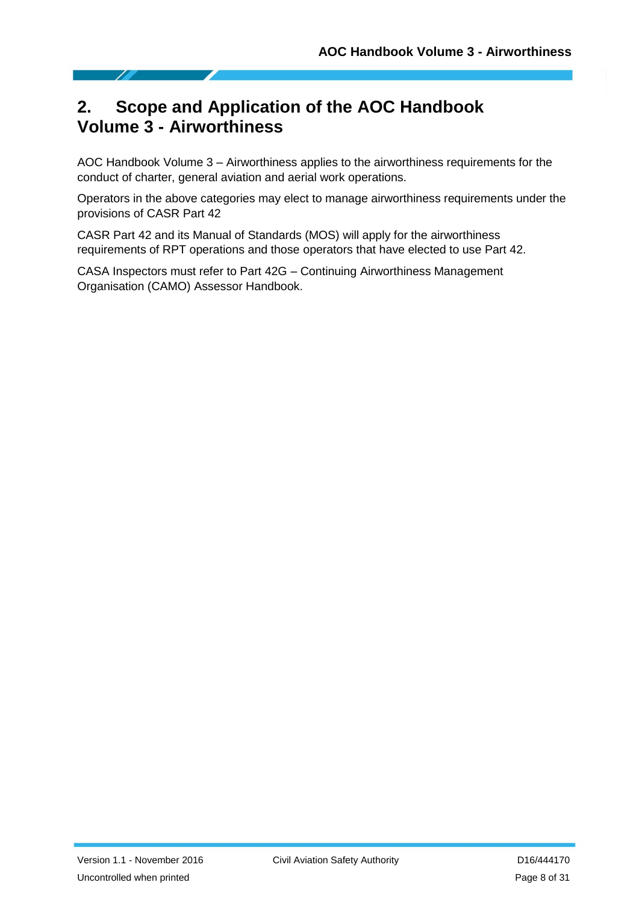# 2. Scope and Application of the AOC Handbook Volume 3 - Airworthiness

AOC Handbook Volume 3 – Airworthiness applies to the airworthiness requirements for the conduct of charter, general aviation and aerial work operations.

Operators in the above categories may elect to manage airworthiness requirements under the provisions of CASR Part 42

CASR Part 42 and its Manual of Standards (MOS) will apply for the airworthiness requirements of RPT operations and those operators that have elected to use Part 42.

CASA Inspectors must refer to Part 42G – Continuing Airworthiness Management Organisation (CAMO) Assessor Handbook.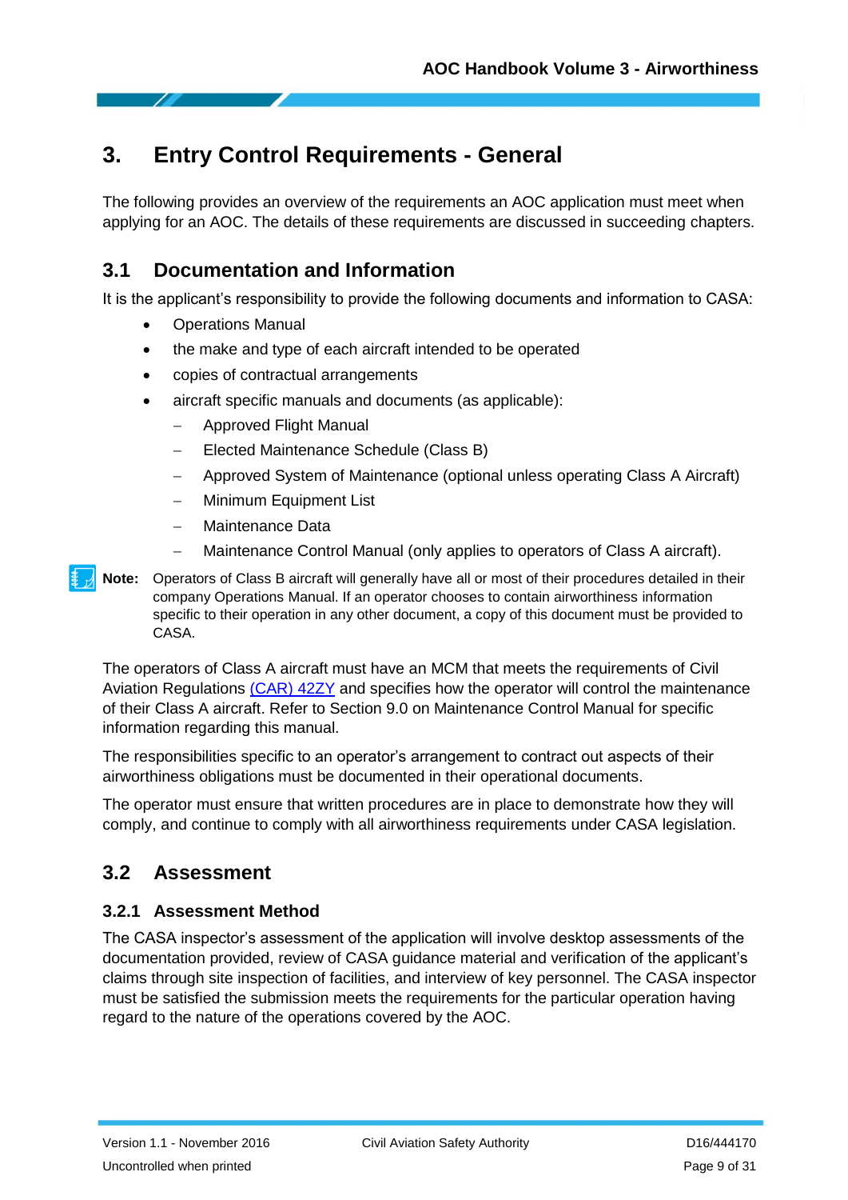# 3. Entry Control Requirements - General

The following provides an overview of the requirements an AOC application must meet when applying for an AOC. The details of these requirements are discussed in succeeding chapters.

## 3.1 Documentation and Information

It is the applicant's responsibility to provide the following documents and information to CASA:

- Operations Manual
- the make and type of each aircraft intended to be operated
- copies of contractual arrangements
- aircraft specific manuals and documents (as applicable):
  - Approved Flight Manual
  - Elected Maintenance Schedule (Class B)
  - Approved System of Maintenance (optional unless operating Class A Aircraft)
  - Minimum Equipment List
  - Maintenance Data
  - Maintenance Control Manual (only applies to operators of Class A aircraft).

**Note:** Operators of Class B aircraft will generally have all or most of their procedures detailed in their company Operations Manual. If an operator chooses to contain airworthiness information specific to their operation in any other document, a copy of this document must be provided to CASA.

The operators of Class A aircraft must have an MCM that meets the requirements of Civil Aviation Regulations (CAR) 42ZY and specifies how the operator will control the maintenance of their Class A aircraft. Refer to Section 9.0 on Maintenance Control Manual for specific information regarding this manual.

The responsibilities specific to an operator's arrangement to contract out aspects of their airworthiness obligations must be documented in their operational documents.

The operator must ensure that written procedures are in place to demonstrate how they will comply, and continue to comply with all airworthiness requirements under CASA legislation.

## 3.2 Assessment

### 3.2.1 Assessment Method

The CASA inspector's assessment of the application will involve desktop assessments of the documentation provided, review of CASA guidance material and verification of the applicant's claims through site inspection of facilities, and interview of key personnel. The CASA inspector must be satisfied the submission meets the requirements for the particular operation having regard to the nature of the operations covered by the AOC.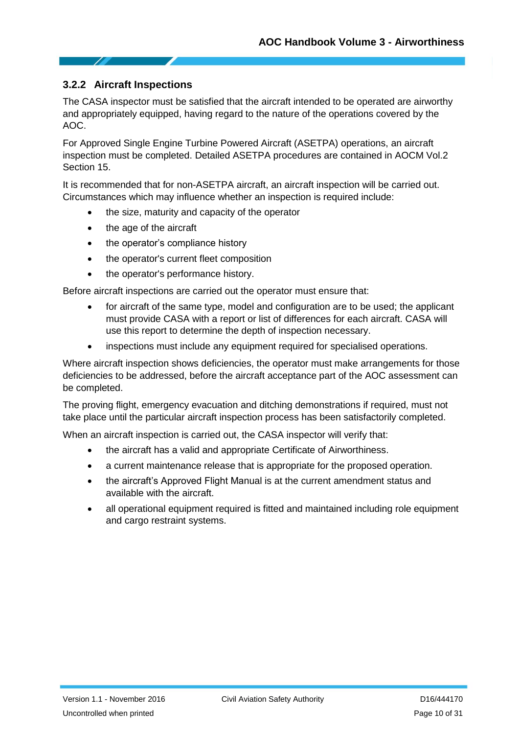### 3.2.2 Aircraft Inspections

The CASA inspector must be satisfied that the aircraft intended to be operated are airworthy and appropriately equipped, having regard to the nature of the operations covered by the AOC.

For Approved Single Engine Turbine Powered Aircraft (ASETPA) operations, an aircraft inspection must be completed. Detailed ASETPA procedures are contained in AOCM Vol.2 Section 15.

It is recommended that for non-ASETPA aircraft, an aircraft inspection will be carried out. Circumstances which may influence whether an inspection is required include:

- the size, maturity and capacity of the operator
- the age of the aircraft
- the operator's compliance history
- the operator's current fleet composition
- the operator's performance history.

Before aircraft inspections are carried out the operator must ensure that:

- for aircraft of the same type, model and configuration are to be used; the applicant must provide CASA with a report or list of differences for each aircraft. CASA will use this report to determine the depth of inspection necessary.
- inspections must include any equipment required for specialised operations.

Where aircraft inspection shows deficiencies, the operator must make arrangements for those deficiencies to be addressed, before the aircraft acceptance part of the AOC assessment can be completed.

The proving flight, emergency evacuation and ditching demonstrations if required, must not take place until the particular aircraft inspection process has been satisfactorily completed.

When an aircraft inspection is carried out, the CASA inspector will verify that:

- the aircraft has a valid and appropriate Certificate of Airworthiness.
- a current maintenance release that is appropriate for the proposed operation.
- the aircraft's Approved Flight Manual is at the current amendment status and available with the aircraft.
- all operational equipment required is fitted and maintained including role equipment and cargo restraint systems.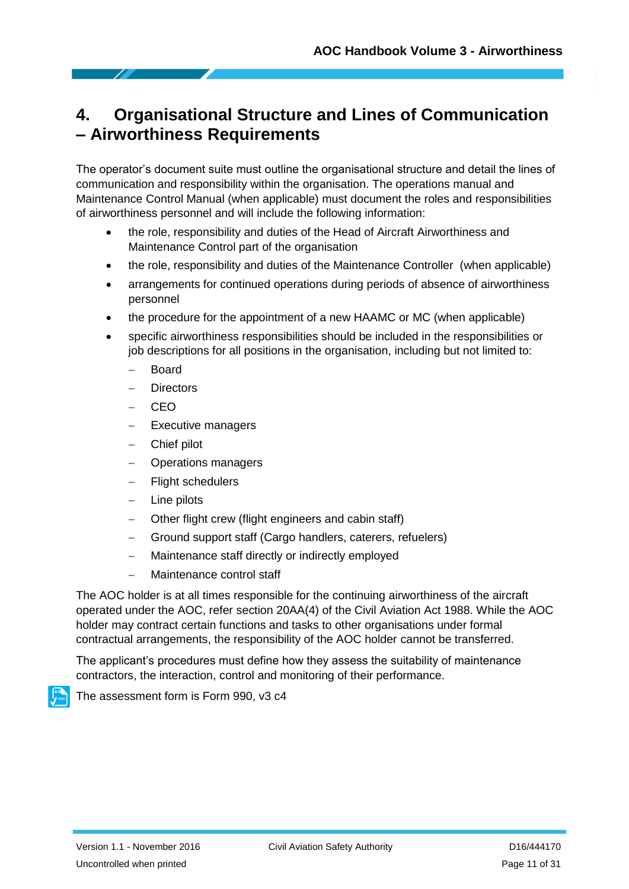# 4. Organisational Structure and Lines of Communication – Airworthiness Requirements

The operator's document suite must outline the organisational structure and detail the lines of communication and responsibility within the organisation. The operations manual and Maintenance Control Manual (when applicable) must document the roles and responsibilities of airworthiness personnel and will include the following information:

- the role, responsibility and duties of the Head of Aircraft Airworthiness and Maintenance Control part of the organisation
- the role, responsibility and duties of the Maintenance Controller (when applicable)
- arrangements for continued operations during periods of absence of airworthiness personnel
- the procedure for the appointment of a new HAAMC or MC (when applicable)
- specific airworthiness responsibilities should be included in the responsibilities or job descriptions for all positions in the organisation, including but not limited to:
  - Board
  - Directors
  - CEO
  - Executive managers
  - Chief pilot
  - Operations managers
  - Flight schedulers
  - Line pilots
  - Other flight crew (flight engineers and cabin staff)
  - Ground support staff (Cargo handlers, caterers, refuelers)
  - Maintenance staff directly or indirectly employed
  - Maintenance control staff

The AOC holder is at all times responsible for the continuing airworthiness of the aircraft operated under the AOC, refer section 20AA(4) of the Civil Aviation Act 1988. While the AOC holder may contract certain functions and tasks to other organisations under formal contractual arrangements, the responsibility of the AOC holder cannot be transferred.

The applicant's procedures must define how they assess the suitability of maintenance contractors, the interaction, control and monitoring of their performance.

The assessment form is Form 990, v3 c4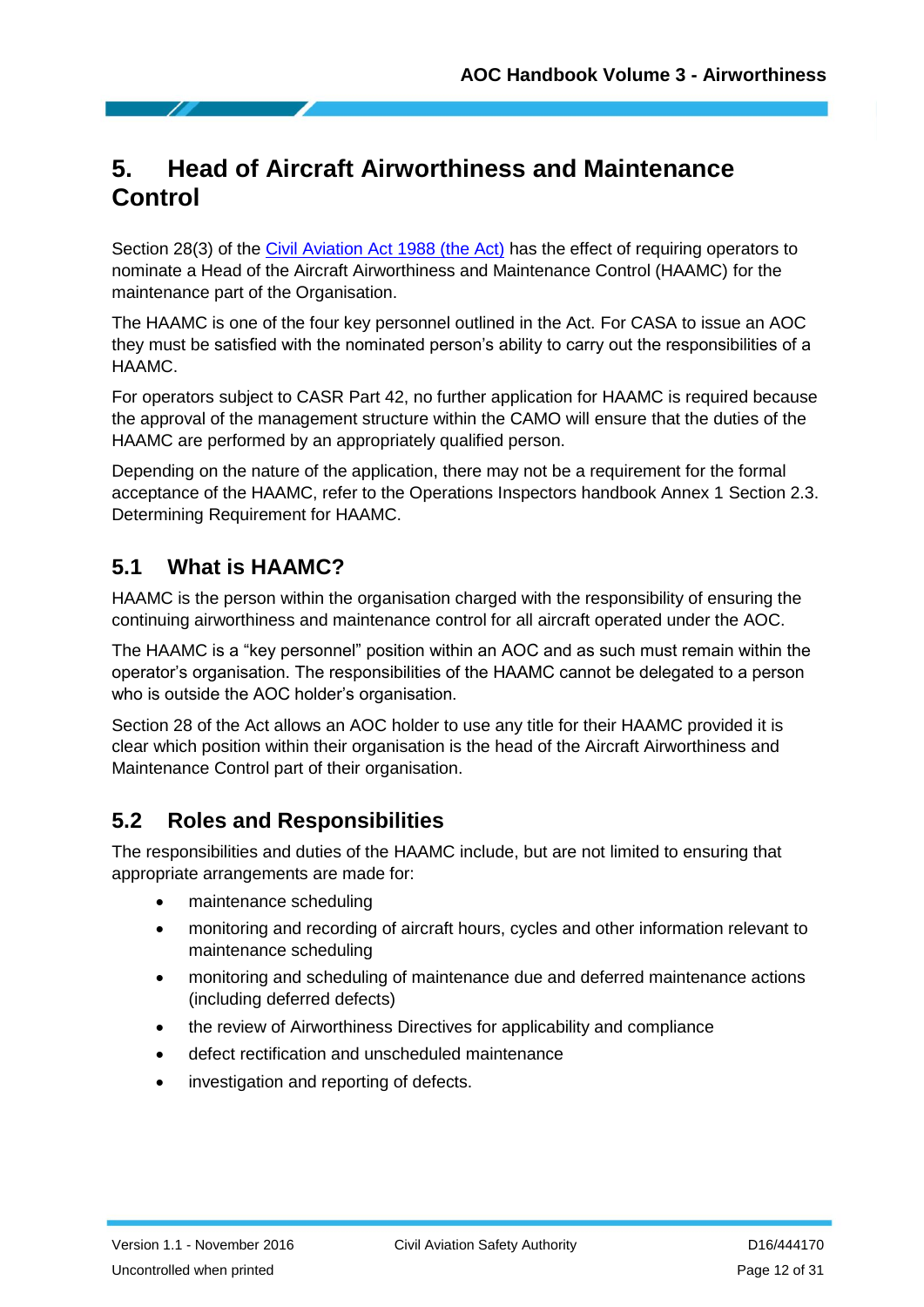# 5. Head of Aircraft Airworthiness and Maintenance Control

Section 28(3) of the [Civil Aviation Act 1988 (the Act)]() has the effect of requiring operators to nominate a Head of the Aircraft Airworthiness and Maintenance Control (HAAMC) for the maintenance part of the Organisation.

The HAAMC is one of the four key personnel outlined in the Act. For CASA to issue an AOC they must be satisfied with the nominated person's ability to carry out the responsibilities of a HAAMC.

For operators subject to CASR Part 42, no further application for HAAMC is required because the approval of the management structure within the CAMO will ensure that the duties of the HAAMC are performed by an appropriately qualified person.

Depending on the nature of the application, there may not be a requirement for the formal acceptance of the HAAMC, refer to the Operations Inspectors handbook Annex 1 Section 2.3. Determining Requirement for HAAMC.

## 5.1 What is HAAMC?

HAAMC is the person within the organisation charged with the responsibility of ensuring the continuing airworthiness and maintenance control for all aircraft operated under the AOC.

The HAAMC is a "key personnel" position within an AOC and as such must remain within the operator's organisation. The responsibilities of the HAAMC cannot be delegated to a person who is outside the AOC holder's organisation.

Section 28 of the Act allows an AOC holder to use any title for their HAAMC provided it is clear which position within their organisation is the head of the Aircraft Airworthiness and Maintenance Control part of their organisation.

## 5.2 Roles and Responsibilities

The responsibilities and duties of the HAAMC include, but are not limited to ensuring that appropriate arrangements are made for:

- maintenance scheduling
- monitoring and recording of aircraft hours, cycles and other information relevant to maintenance scheduling
- monitoring and scheduling of maintenance due and deferred maintenance actions (including deferred defects)
- the review of Airworthiness Directives for applicability and compliance
- defect rectification and unscheduled maintenance
- investigation and reporting of defects.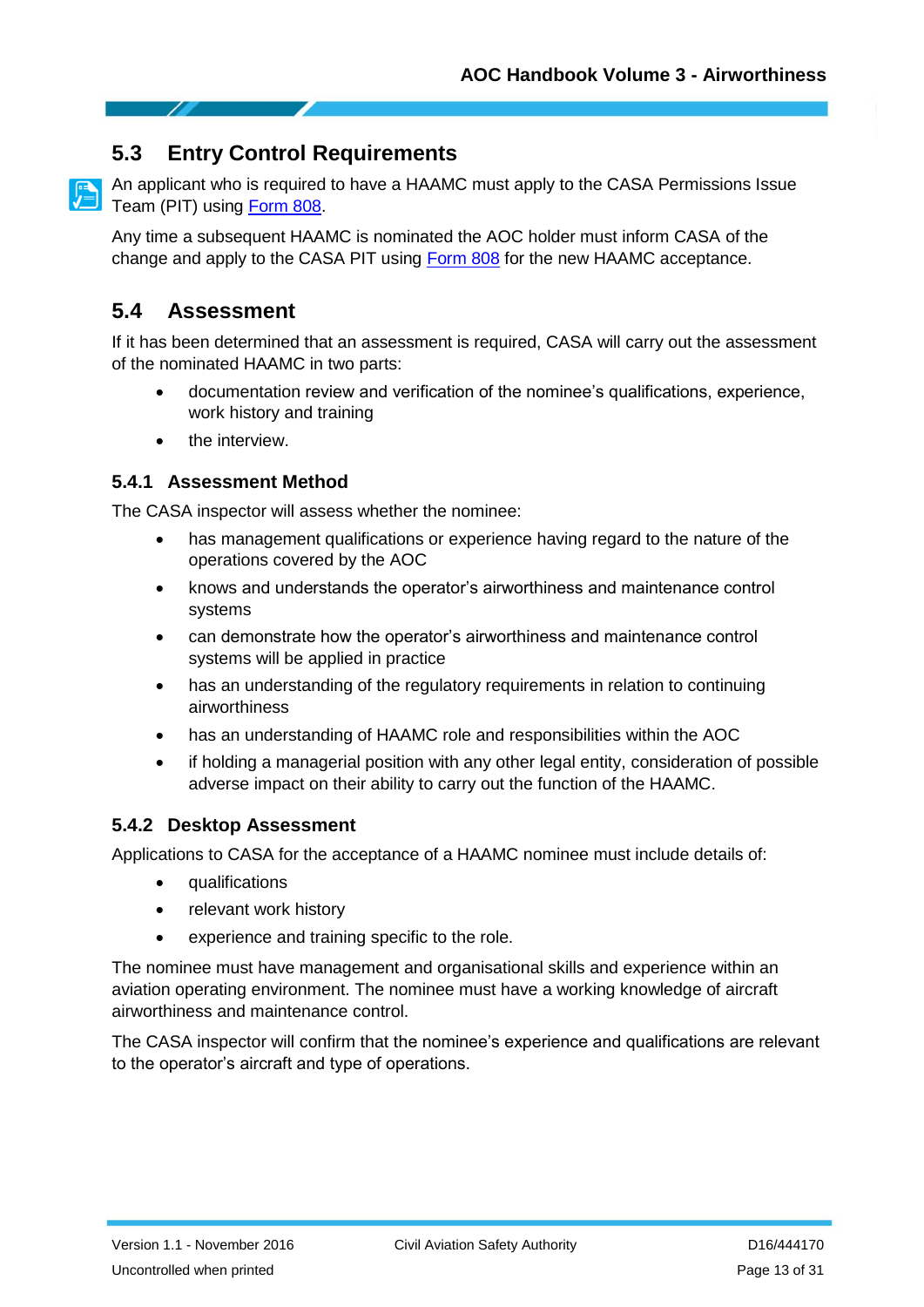## 5.3 Entry Control Requirements

An applicant who is required to have a HAAMC must apply to the CASA Permissions Issue Team (PIT) using Form 808.

Any time a subsequent HAAMC is nominated the AOC holder must inform CASA of the change and apply to the CASA PIT using Form 808 for the new HAAMC acceptance.

## 5.4 Assessment

If it has been determined that an assessment is required, CASA will carry out the assessment of the nominated HAAMC in two parts:

- documentation review and verification of the nominee's qualifications, experience, work history and training
- the interview.

### 5.4.1 Assessment Method

The CASA inspector will assess whether the nominee:

- has management qualifications or experience having regard to the nature of the operations covered by the AOC
- knows and understands the operator's airworthiness and maintenance control systems
- can demonstrate how the operator's airworthiness and maintenance control systems will be applied in practice
- has an understanding of the regulatory requirements in relation to continuing airworthiness
- has an understanding of HAAMC role and responsibilities within the AOC
- if holding a managerial position with any other legal entity, consideration of possible adverse impact on their ability to carry out the function of the HAAMC.

### 5.4.2 Desktop Assessment

Applications to CASA for the acceptance of a HAAMC nominee must include details of:

- qualifications
- relevant work history
- experience and training specific to the role.

The nominee must have management and organisational skills and experience within an aviation operating environment. The nominee must have a working knowledge of aircraft airworthiness and maintenance control.

The CASA inspector will confirm that the nominee's experience and qualifications are relevant to the operator's aircraft and type of operations.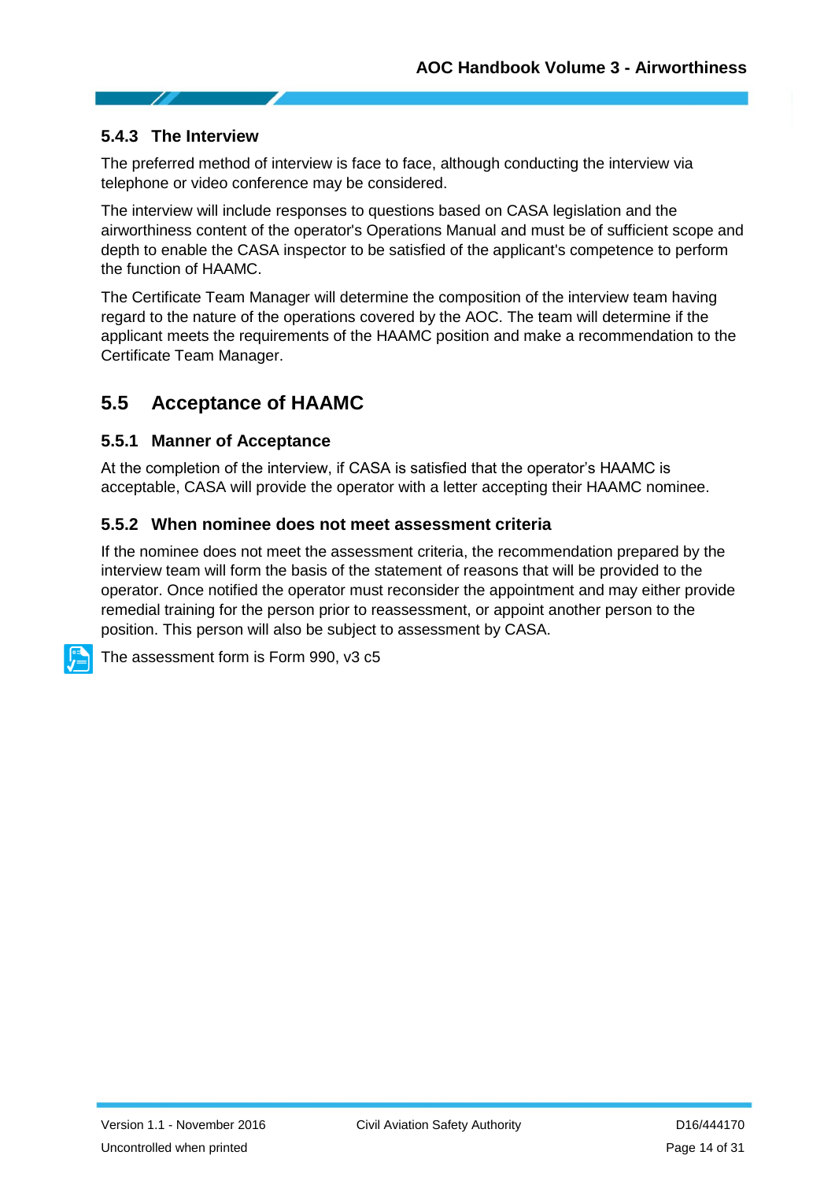### 5.4.3 The Interview

The preferred method of interview is face to face, although conducting the interview via telephone or video conference may be considered.

The interview will include responses to questions based on CASA legislation and the airworthiness content of the operator's Operations Manual and must be of sufficient scope and depth to enable the CASA inspector to be satisfied of the applicant's competence to perform the function of HAAMC.

The Certificate Team Manager will determine the composition of the interview team having regard to the nature of the operations covered by the AOC. The team will determine if the applicant meets the requirements of the HAAMC position and make a recommendation to the Certificate Team Manager.

## 5.5 Acceptance of HAAMC

### 5.5.1 Manner of Acceptance

At the completion of the interview, if CASA is satisfied that the operator's HAAMC is acceptable, CASA will provide the operator with a letter accepting their HAAMC nominee.

### 5.5.2 When nominee does not meet assessment criteria

If the nominee does not meet the assessment criteria, the recommendation prepared by the interview team will form the basis of the statement of reasons that will be provided to the operator. Once notified the operator must reconsider the appointment and may either provide remedial training for the person prior to reassessment, or appoint another person to the position. This person will also be subject to assessment by CASA.

The assessment form is Form 990, v3 c5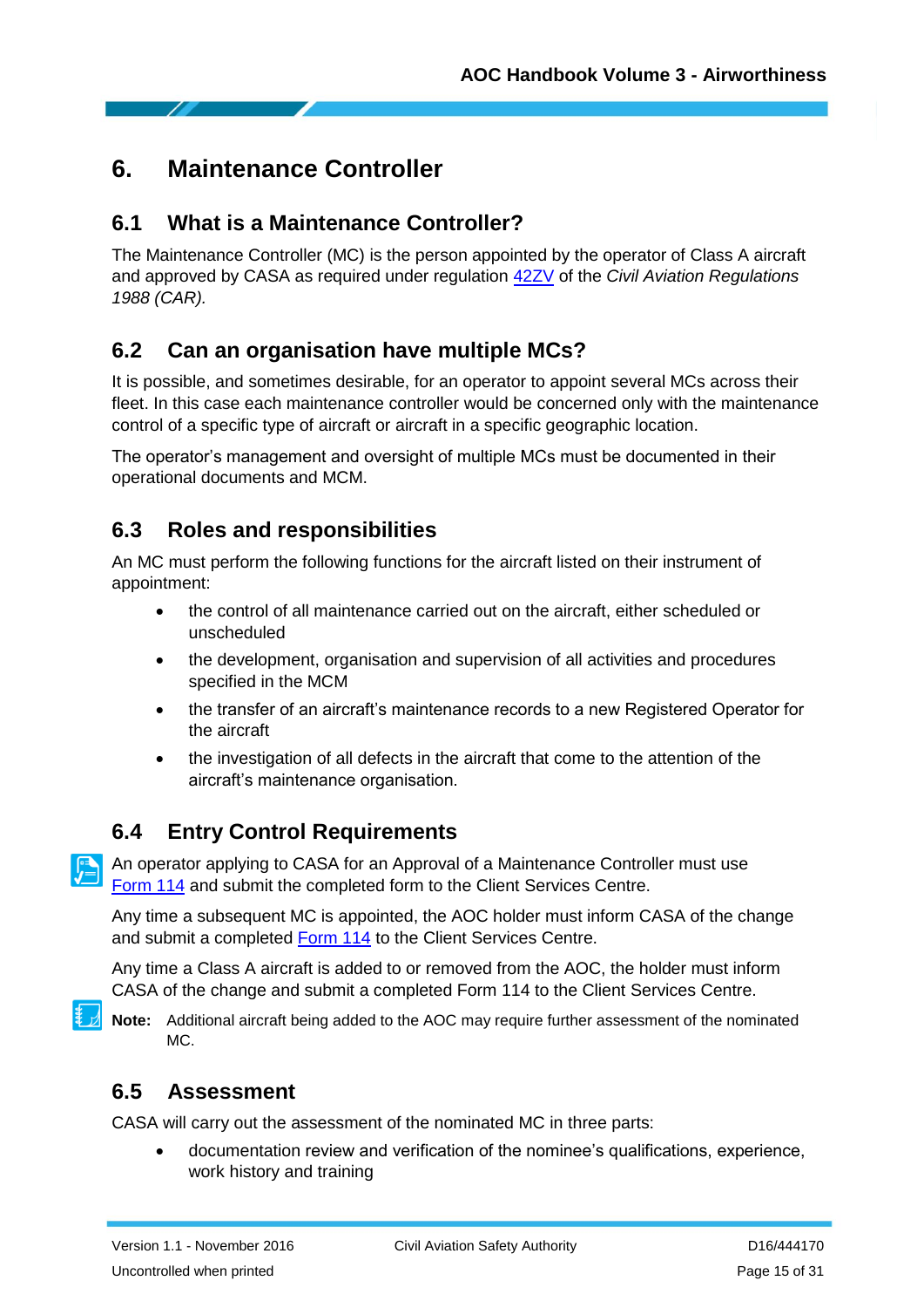# 6. Maintenance Controller

## 6.1 What is a Maintenance Controller?

The Maintenance Controller (MC) is the person appointed by the operator of Class A aircraft and approved by CASA as required under regulation 42ZV of the *Civil Aviation Regulations 1988 (CAR).*

## 6.2 Can an organisation have multiple MCs?

It is possible, and sometimes desirable, for an operator to appoint several MCs across their fleet. In this case each maintenance controller would be concerned only with the maintenance control of a specific type of aircraft or aircraft in a specific geographic location.

The operator's management and oversight of multiple MCs must be documented in their operational documents and MCM.

## 6.3 Roles and responsibilities

An MC must perform the following functions for the aircraft listed on their instrument of appointment:

- the control of all maintenance carried out on the aircraft, either scheduled or unscheduled
- the development, organisation and supervision of all activities and procedures specified in the MCM
- the transfer of an aircraft's maintenance records to a new Registered Operator for the aircraft
- the investigation of all defects in the aircraft that come to the attention of the aircraft's maintenance organisation.

## 6.4 Entry Control Requirements

An operator applying to CASA for an Approval of a Maintenance Controller must use Form 114 and submit the completed form to the Client Services Centre.

Any time a subsequent MC is appointed, the AOC holder must inform CASA of the change and submit a completed Form 114 to the Client Services Centre.

Any time a Class A aircraft is added to or removed from the AOC, the holder must inform CASA of the change and submit a completed Form 114 to the Client Services Centre.

**Note:** Additional aircraft being added to the AOC may require further assessment of the nominated MC.

## 6.5 Assessment

CASA will carry out the assessment of the nominated MC in three parts:

- documentation review and verification of the nominee's qualifications, experience, work history and training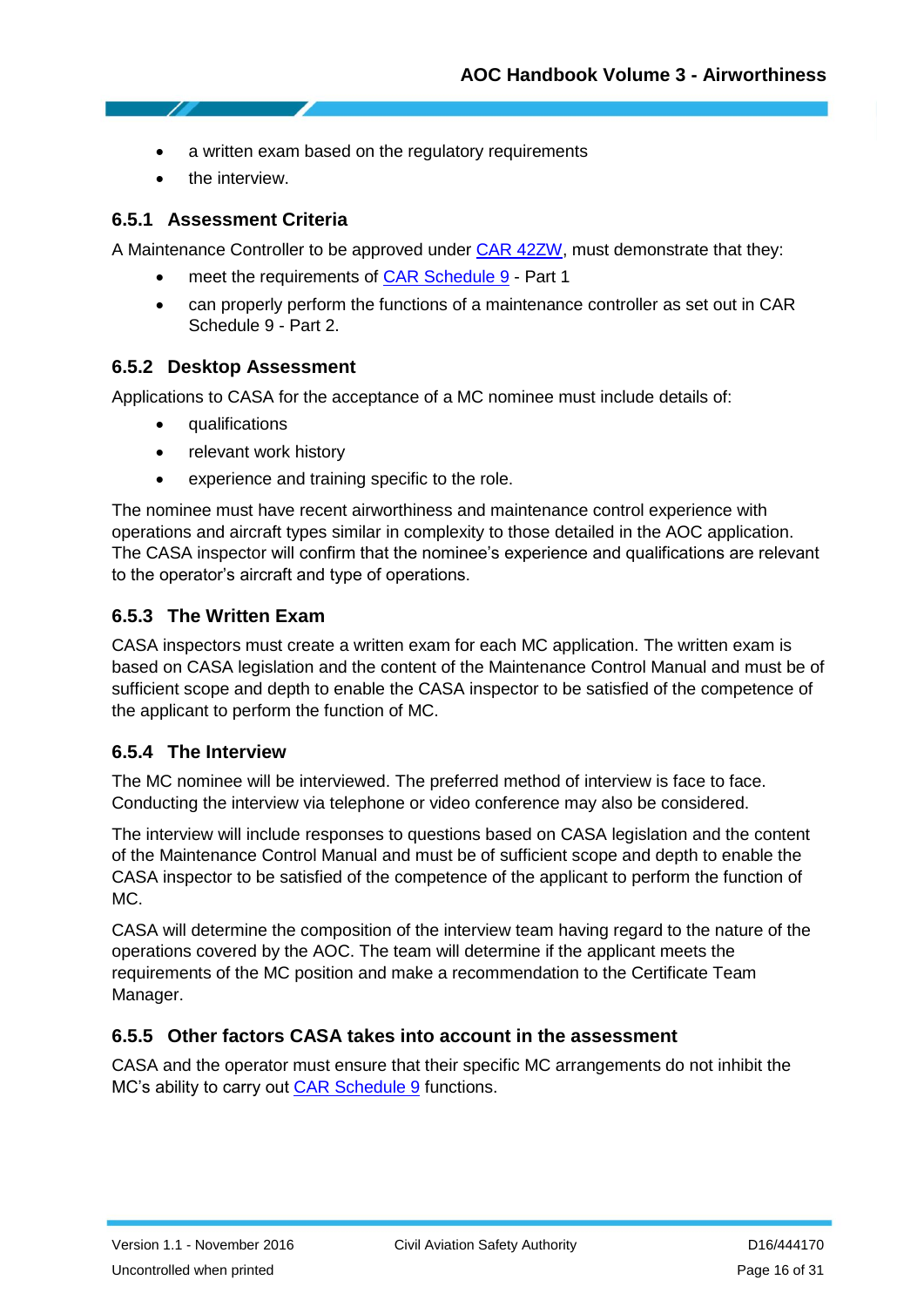- a written exam based on the regulatory requirements
- the interview.

### 6.5.1 Assessment Criteria

A Maintenance Controller to be approved under CAR 42ZW, must demonstrate that they:

- meet the requirements of CAR Schedule 9 - Part 1
- can properly perform the functions of a maintenance controller as set out in CAR Schedule 9 - Part 2.

### 6.5.2 Desktop Assessment

Applications to CASA for the acceptance of a MC nominee must include details of:

- qualifications
- relevant work history
- experience and training specific to the role.

The nominee must have recent airworthiness and maintenance control experience with operations and aircraft types similar in complexity to those detailed in the AOC application. The CASA inspector will confirm that the nominee's experience and qualifications are relevant to the operator's aircraft and type of operations.

### 6.5.3 The Written Exam

CASA inspectors must create a written exam for each MC application. The written exam is based on CASA legislation and the content of the Maintenance Control Manual and must be of sufficient scope and depth to enable the CASA inspector to be satisfied of the competence of the applicant to perform the function of MC.

### 6.5.4 The Interview

The MC nominee will be interviewed. The preferred method of interview is face to face. Conducting the interview via telephone or video conference may also be considered.

The interview will include responses to questions based on CASA legislation and the content of the Maintenance Control Manual and must be of sufficient scope and depth to enable the CASA inspector to be satisfied of the competence of the applicant to perform the function of MC.

CASA will determine the composition of the interview team having regard to the nature of the operations covered by the AOC. The team will determine if the applicant meets the requirements of the MC position and make a recommendation to the Certificate Team Manager.

### 6.5.5 Other factors CASA takes into account in the assessment

CASA and the operator must ensure that their specific MC arrangements do not inhibit the MC's ability to carry out CAR Schedule 9 functions.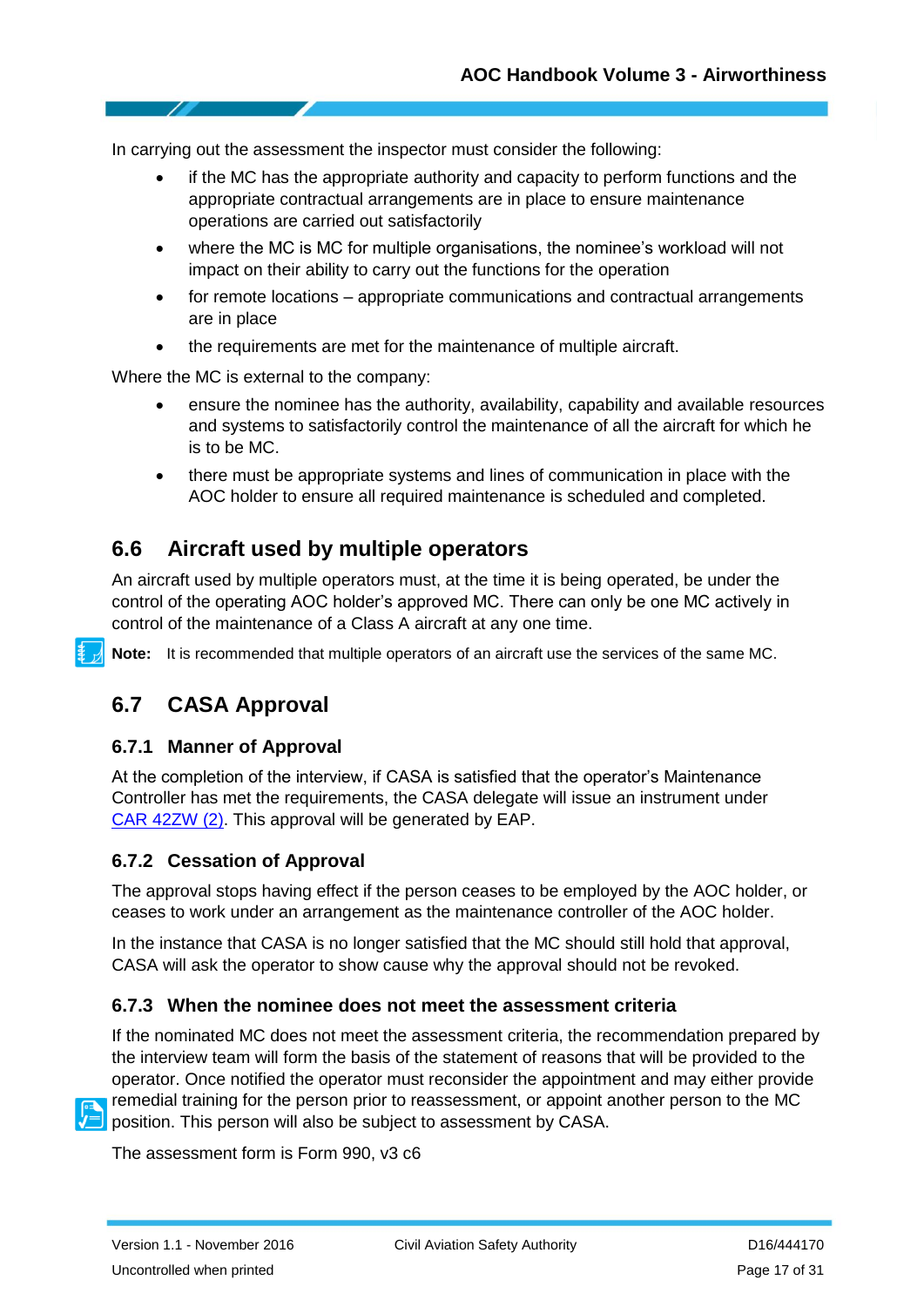In carrying out the assessment the inspector must consider the following:

- if the MC has the appropriate authority and capacity to perform functions and the appropriate contractual arrangements are in place to ensure maintenance operations are carried out satisfactorily
- where the MC is MC for multiple organisations, the nominee's workload will not impact on their ability to carry out the functions for the operation
- for remote locations – appropriate communications and contractual arrangements are in place
- the requirements are met for the maintenance of multiple aircraft.

Where the MC is external to the company:

- ensure the nominee has the authority, availability, capability and available resources and systems to satisfactorily control the maintenance of all the aircraft for which he is to be MC.
- there must be appropriate systems and lines of communication in place with the AOC holder to ensure all required maintenance is scheduled and completed.

## 6.6 Aircraft used by multiple operators

An aircraft used by multiple operators must, at the time it is being operated, be under the control of the operating AOC holder's approved MC. There can only be one MC actively in control of the maintenance of a Class A aircraft at any one time.

**Note:** It is recommended that multiple operators of an aircraft use the services of the same MC.

## 6.7 CASA Approval

### 6.7.1 Manner of Approval

At the completion of the interview, if CASA is satisfied that the operator's Maintenance Controller has met the requirements, the CASA delegate will issue an instrument under CAR 42ZW (2). This approval will be generated by EAP.

### 6.7.2 Cessation of Approval

The approval stops having effect if the person ceases to be employed by the AOC holder, or ceases to work under an arrangement as the maintenance controller of the AOC holder.

In the instance that CASA is no longer satisfied that the MC should still hold that approval, CASA will ask the operator to show cause why the approval should not be revoked.

### 6.7.3 When the nominee does not meet the assessment criteria

If the nominated MC does not meet the assessment criteria, the recommendation prepared by the interview team will form the basis of the statement of reasons that will be provided to the operator. Once notified the operator must reconsider the appointment and may either provide remedial training for the person prior to reassessment, or appoint another person to the MC position. This person will also be subject to assessment by CASA.

The assessment form is Form 990, v3 c6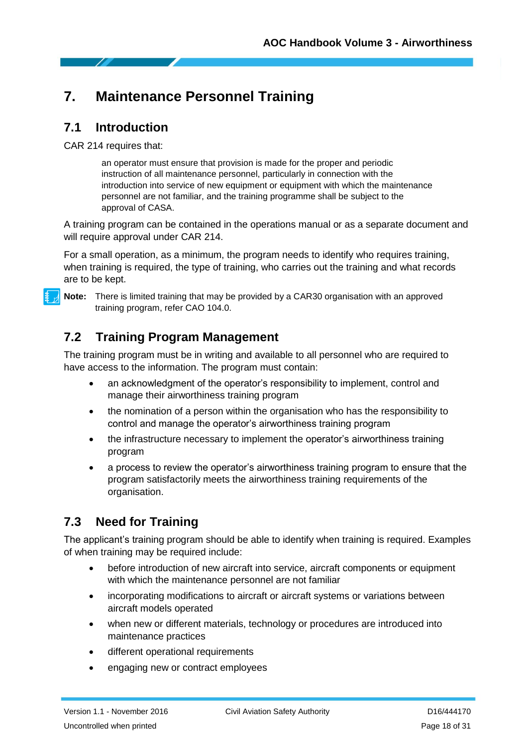# 7. Maintenance Personnel Training

## 7.1 Introduction

CAR 214 requires that:

> an operator must ensure that provision is made for the proper and periodic instruction of all maintenance personnel, particularly in connection with the introduction into service of new equipment or equipment with which the maintenance personnel are not familiar, and the training programme shall be subject to the approval of CASA.

A training program can be contained in the operations manual or as a separate document and will require approval under CAR 214.

For a small operation, as a minimum, the program needs to identify who requires training, when training is required, the type of training, who carries out the training and what records are to be kept.

**Note:** There is limited training that may be provided by a CAR30 organisation with an approved training program, refer CAO 104.0.

## 7.2 Training Program Management

The training program must be in writing and available to all personnel who are required to have access to the information. The program must contain:

- an acknowledgment of the operator's responsibility to implement, control and manage their airworthiness training program
- the nomination of a person within the organisation who has the responsibility to control and manage the operator's airworthiness training program
- the infrastructure necessary to implement the operator's airworthiness training program
- a process to review the operator's airworthiness training program to ensure that the program satisfactorily meets the airworthiness training requirements of the organisation.

## 7.3 Need for Training

The applicant's training program should be able to identify when training is required. Examples of when training may be required include:

- before introduction of new aircraft into service, aircraft components or equipment with which the maintenance personnel are not familiar
- incorporating modifications to aircraft or aircraft systems or variations between aircraft models operated
- when new or different materials, technology or procedures are introduced into maintenance practices
- different operational requirements
- engaging new or contract employees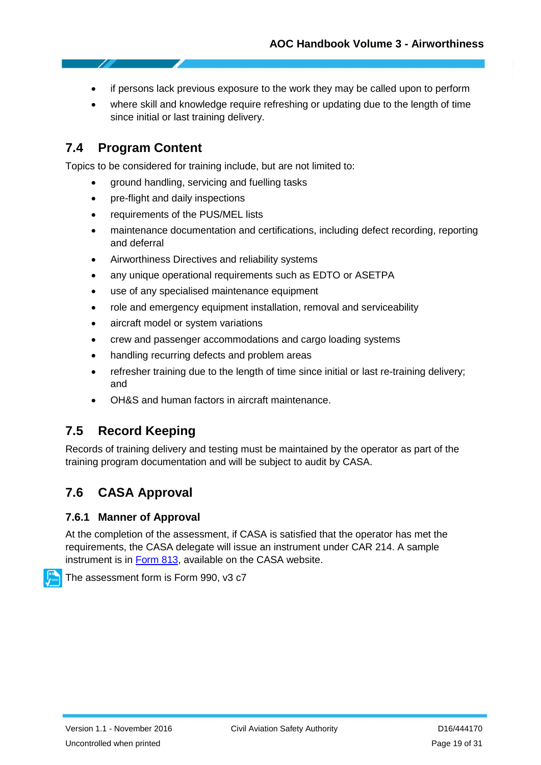- if persons lack previous exposure to the work they may be called upon to perform
- where skill and knowledge require refreshing or updating due to the length of time since initial or last training delivery.

## 7.4 Program Content

Topics to be considered for training include, but are not limited to:

- ground handling, servicing and fuelling tasks
- pre-flight and daily inspections
- requirements of the PUS/MEL lists
- maintenance documentation and certifications, including defect recording, reporting and deferral
- Airworthiness Directives and reliability systems
- any unique operational requirements such as EDTO or ASETPA
- use of any specialised maintenance equipment
- role and emergency equipment installation, removal and serviceability
- aircraft model or system variations
- crew and passenger accommodations and cargo loading systems
- handling recurring defects and problem areas
- refresher training due to the length of time since initial or last re-training delivery; and
- OH&S and human factors in aircraft maintenance.

## 7.5 Record Keeping

Records of training delivery and testing must be maintained by the operator as part of the training program documentation and will be subject to audit by CASA.

## 7.6 CASA Approval

### 7.6.1 Manner of Approval

At the completion of the assessment, if CASA is satisfied that the operator has met the requirements, the CASA delegate will issue an instrument under CAR 214. A sample instrument is in Form 813, available on the CASA website.

The assessment form is Form 990, v3 c7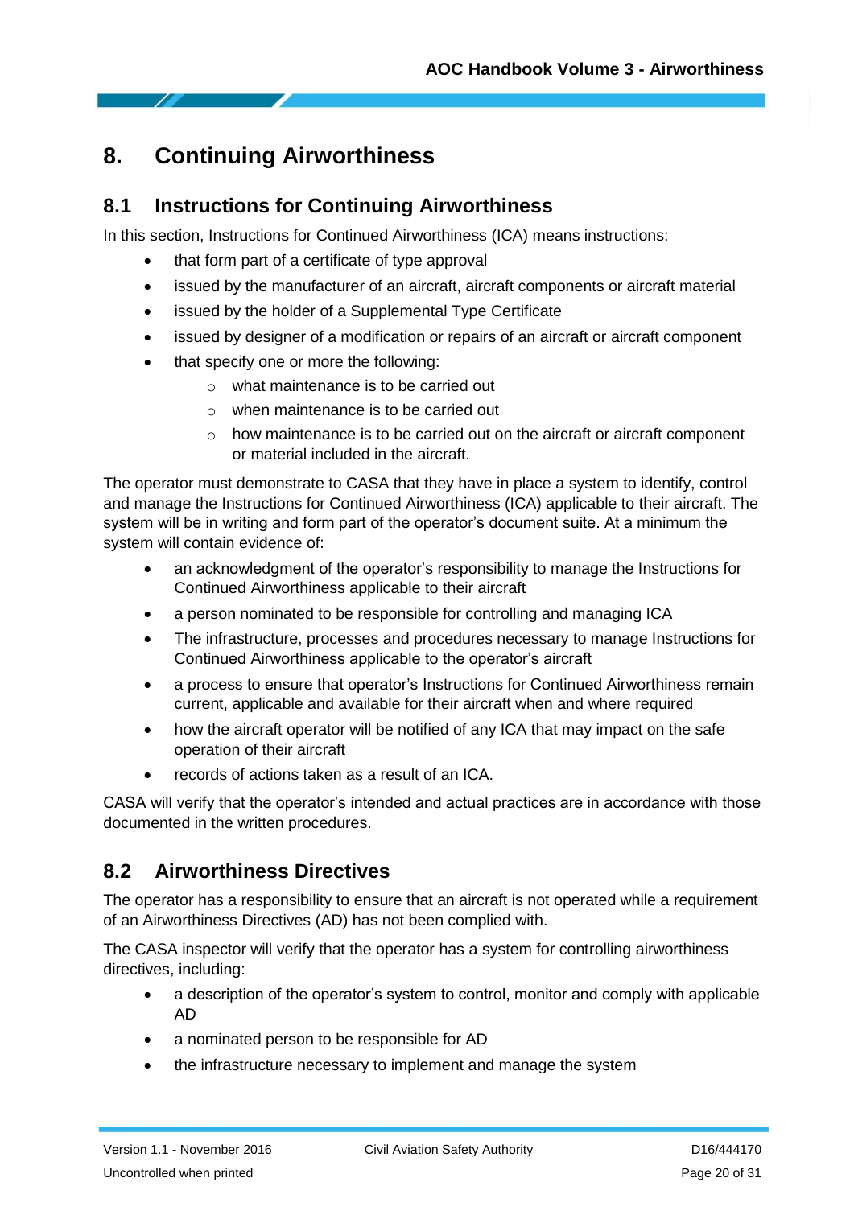# 8. Continuing Airworthiness

## 8.1 Instructions for Continuing Airworthiness

In this section, Instructions for Continued Airworthiness (ICA) means instructions:

- that form part of a certificate of type approval
- issued by the manufacturer of an aircraft, aircraft components or aircraft material
- issued by the holder of a Supplemental Type Certificate
- issued by designer of a modification or repairs of an aircraft or aircraft component
- that specify one or more the following:
  - what maintenance is to be carried out
  - when maintenance is to be carried out
  - how maintenance is to be carried out on the aircraft or aircraft component or material included in the aircraft.

The operator must demonstrate to CASA that they have in place a system to identify, control and manage the Instructions for Continued Airworthiness (ICA) applicable to their aircraft. The system will be in writing and form part of the operator's document suite. At a minimum the system will contain evidence of:

- an acknowledgment of the operator's responsibility to manage the Instructions for Continued Airworthiness applicable to their aircraft
- a person nominated to be responsible for controlling and managing ICA
- The infrastructure, processes and procedures necessary to manage Instructions for Continued Airworthiness applicable to the operator's aircraft
- a process to ensure that operator's Instructions for Continued Airworthiness remain current, applicable and available for their aircraft when and where required
- how the aircraft operator will be notified of any ICA that may impact on the safe operation of their aircraft
- records of actions taken as a result of an ICA.

CASA will verify that the operator's intended and actual practices are in accordance with those documented in the written procedures.

## 8.2 Airworthiness Directives

The operator has a responsibility to ensure that an aircraft is not operated while a requirement of an Airworthiness Directives (AD) has not been complied with.

The CASA inspector will verify that the operator has a system for controlling airworthiness directives, including:

- a description of the operator's system to control, monitor and comply with applicable AD
- a nominated person to be responsible for AD
- the infrastructure necessary to implement and manage the system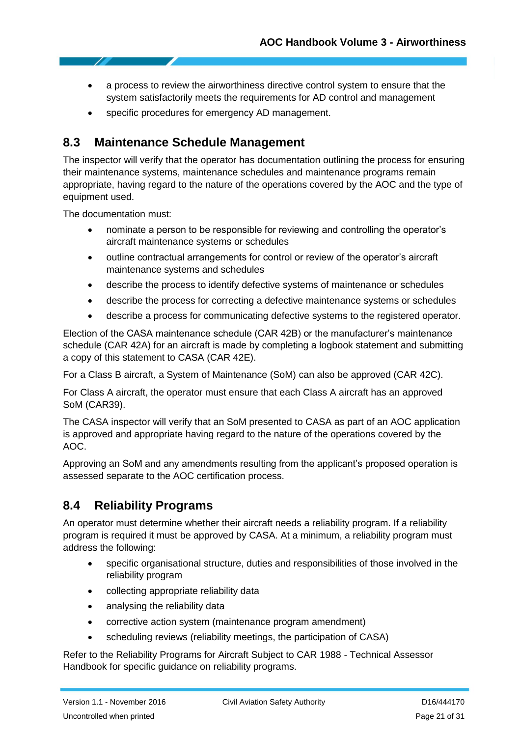- a process to review the airworthiness directive control system to ensure that the system satisfactorily meets the requirements for AD control and management
- specific procedures for emergency AD management.

## 8.3 Maintenance Schedule Management

The inspector will verify that the operator has documentation outlining the process for ensuring their maintenance systems, maintenance schedules and maintenance programs remain appropriate, having regard to the nature of the operations covered by the AOC and the type of equipment used.

The documentation must:

- nominate a person to be responsible for reviewing and controlling the operator's aircraft maintenance systems or schedules
- outline contractual arrangements for control or review of the operator's aircraft maintenance systems and schedules
- describe the process to identify defective systems of maintenance or schedules
- describe the process for correcting a defective maintenance systems or schedules
- describe a process for communicating defective systems to the registered operator.

Election of the CASA maintenance schedule (CAR 42B) or the manufacturer's maintenance schedule (CAR 42A) for an aircraft is made by completing a logbook statement and submitting a copy of this statement to CASA (CAR 42E).

For a Class B aircraft, a System of Maintenance (SoM) can also be approved (CAR 42C).

For Class A aircraft, the operator must ensure that each Class A aircraft has an approved SoM (CAR39).

The CASA inspector will verify that an SoM presented to CASA as part of an AOC application is approved and appropriate having regard to the nature of the operations covered by the AOC.

Approving an SoM and any amendments resulting from the applicant's proposed operation is assessed separate to the AOC certification process.

## 8.4 Reliability Programs

An operator must determine whether their aircraft needs a reliability program. If a reliability program is required it must be approved by CASA. At a minimum, a reliability program must address the following:

- specific organisational structure, duties and responsibilities of those involved in the reliability program
- collecting appropriate reliability data
- analysing the reliability data
- corrective action system (maintenance program amendment)
- scheduling reviews (reliability meetings, the participation of CASA)

Refer to the Reliability Programs for Aircraft Subject to CAR 1988 - Technical Assessor Handbook for specific guidance on reliability programs.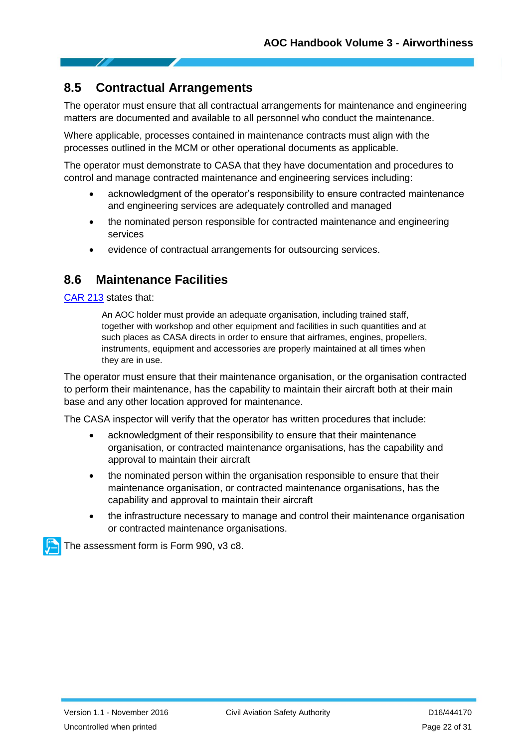## 8.5 Contractual Arrangements

The operator must ensure that all contractual arrangements for maintenance and engineering matters are documented and available to all personnel who conduct the maintenance.

Where applicable, processes contained in maintenance contracts must align with the processes outlined in the MCM or other operational documents as applicable.

The operator must demonstrate to CASA that they have documentation and procedures to control and manage contracted maintenance and engineering services including:

- acknowledgment of the operator's responsibility to ensure contracted maintenance and engineering services are adequately controlled and managed
- the nominated person responsible for contracted maintenance and engineering services
- evidence of contractual arrangements for outsourcing services.

## 8.6 Maintenance Facilities

CAR 213 states that:

> An AOC holder must provide an adequate organisation, including trained staff, together with workshop and other equipment and facilities in such quantities and at such places as CASA directs in order to ensure that airframes, engines, propellers, instruments, equipment and accessories are properly maintained at all times when they are in use.

The operator must ensure that their maintenance organisation, or the organisation contracted to perform their maintenance, has the capability to maintain their aircraft both at their main base and any other location approved for maintenance.

The CASA inspector will verify that the operator has written procedures that include:

- acknowledgment of their responsibility to ensure that their maintenance organisation, or contracted maintenance organisations, has the capability and approval to maintain their aircraft
- the nominated person within the organisation responsible to ensure that their maintenance organisation, or contracted maintenance organisations, has the capability and approval to maintain their aircraft
- the infrastructure necessary to manage and control their maintenance organisation or contracted maintenance organisations.

The assessment form is Form 990, v3 c8.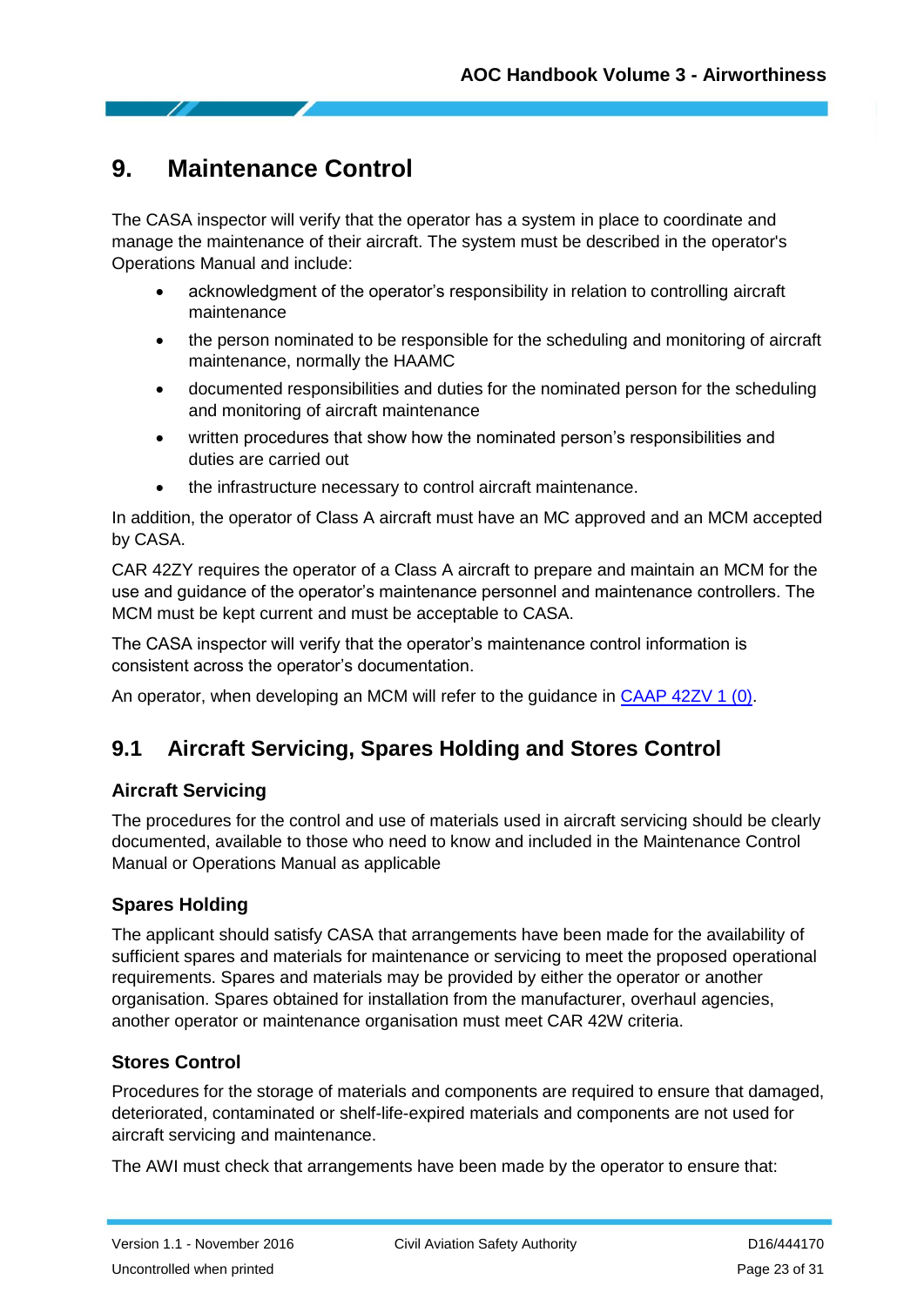# 9. Maintenance Control

The CASA inspector will verify that the operator has a system in place to coordinate and manage the maintenance of their aircraft. The system must be described in the operator's Operations Manual and include:

- acknowledgment of the operator's responsibility in relation to controlling aircraft maintenance
- the person nominated to be responsible for the scheduling and monitoring of aircraft maintenance, normally the HAAMC
- documented responsibilities and duties for the nominated person for the scheduling and monitoring of aircraft maintenance
- written procedures that show how the nominated person's responsibilities and duties are carried out
- the infrastructure necessary to control aircraft maintenance.

In addition, the operator of Class A aircraft must have an MC approved and an MCM accepted by CASA.

CAR 42ZY requires the operator of a Class A aircraft to prepare and maintain an MCM for the use and guidance of the operator's maintenance personnel and maintenance controllers. The MCM must be kept current and must be acceptable to CASA.

The CASA inspector will verify that the operator's maintenance control information is consistent across the operator's documentation.

An operator, when developing an MCM will refer to the guidance in CAAP 42ZV 1 (0).

## 9.1 Aircraft Servicing, Spares Holding and Stores Control

### Aircraft Servicing

The procedures for the control and use of materials used in aircraft servicing should be clearly documented, available to those who need to know and included in the Maintenance Control Manual or Operations Manual as applicable

### Spares Holding

The applicant should satisfy CASA that arrangements have been made for the availability of sufficient spares and materials for maintenance or servicing to meet the proposed operational requirements. Spares and materials may be provided by either the operator or another organisation. Spares obtained for installation from the manufacturer, overhaul agencies, another operator or maintenance organisation must meet CAR 42W criteria.

### Stores Control

Procedures for the storage of materials and components are required to ensure that damaged, deteriorated, contaminated or shelf-life-expired materials and components are not used for aircraft servicing and maintenance.

The AWI must check that arrangements have been made by the operator to ensure that: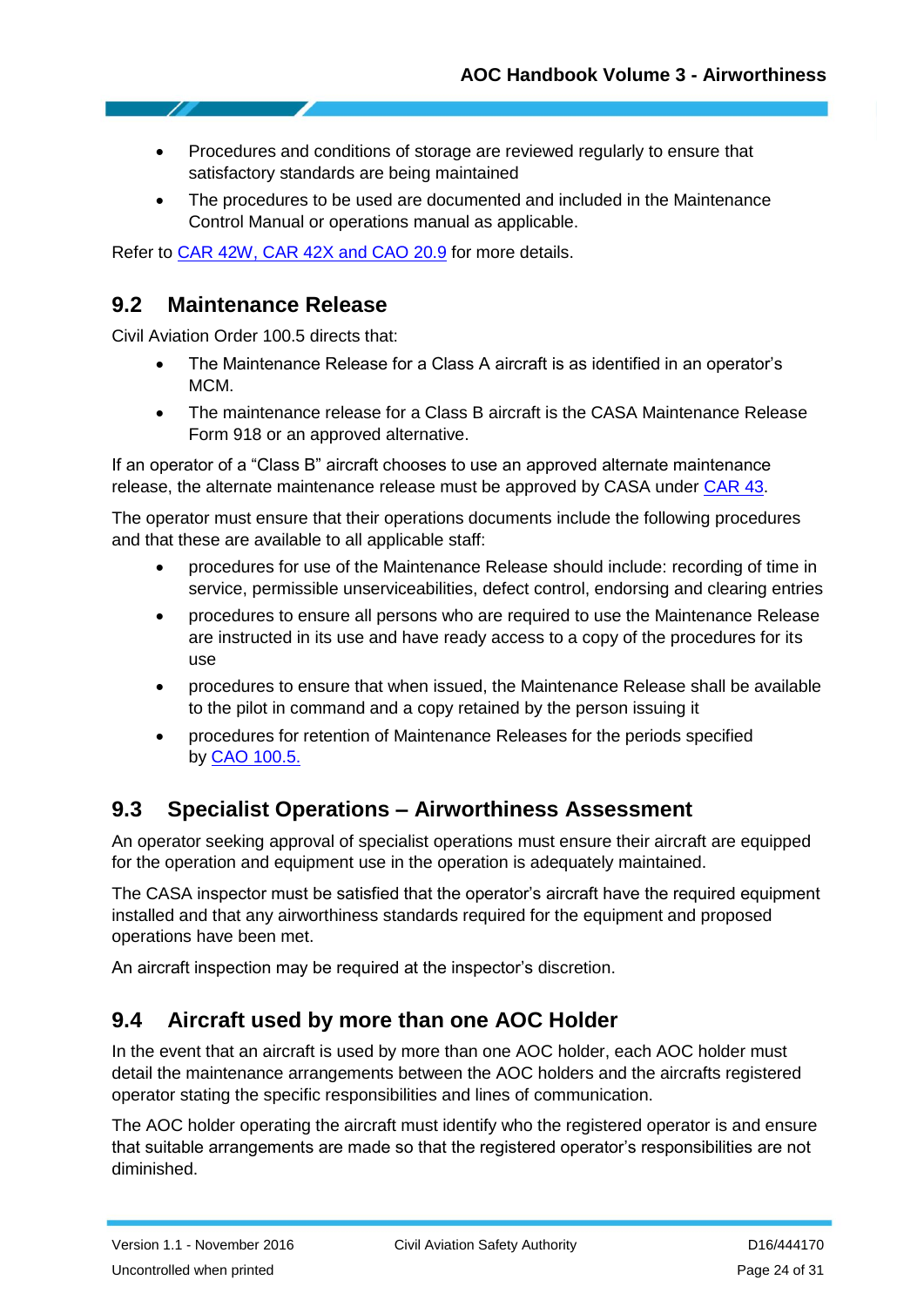- Procedures and conditions of storage are reviewed regularly to ensure that satisfactory standards are being maintained
- The procedures to be used are documented and included in the Maintenance Control Manual or operations manual as applicable.

Refer to CAR 42W, CAR 42X and CAO 20.9 for more details.

## 9.2 Maintenance Release

Civil Aviation Order 100.5 directs that:

- The Maintenance Release for a Class A aircraft is as identified in an operator's MCM.
- The maintenance release for a Class B aircraft is the CASA Maintenance Release Form 918 or an approved alternative.

If an operator of a "Class B" aircraft chooses to use an approved alternate maintenance release, the alternate maintenance release must be approved by CASA under CAR 43.

The operator must ensure that their operations documents include the following procedures and that these are available to all applicable staff:

- procedures for use of the Maintenance Release should include: recording of time in service, permissible unserviceabilities, defect control, endorsing and clearing entries
- procedures to ensure all persons who are required to use the Maintenance Release are instructed in its use and have ready access to a copy of the procedures for its use
- procedures to ensure that when issued, the Maintenance Release shall be available to the pilot in command and a copy retained by the person issuing it
- procedures for retention of Maintenance Releases for the periods specified by CAO 100.5.

## 9.3 Specialist Operations – Airworthiness Assessment

An operator seeking approval of specialist operations must ensure their aircraft are equipped for the operation and equipment use in the operation is adequately maintained.

The CASA inspector must be satisfied that the operator's aircraft have the required equipment installed and that any airworthiness standards required for the equipment and proposed operations have been met.

An aircraft inspection may be required at the inspector's discretion.

## 9.4 Aircraft used by more than one AOC Holder

In the event that an aircraft is used by more than one AOC holder, each AOC holder must detail the maintenance arrangements between the AOC holders and the aircrafts registered operator stating the specific responsibilities and lines of communication.

The AOC holder operating the aircraft must identify who the registered operator is and ensure that suitable arrangements are made so that the registered operator's responsibilities are not diminished.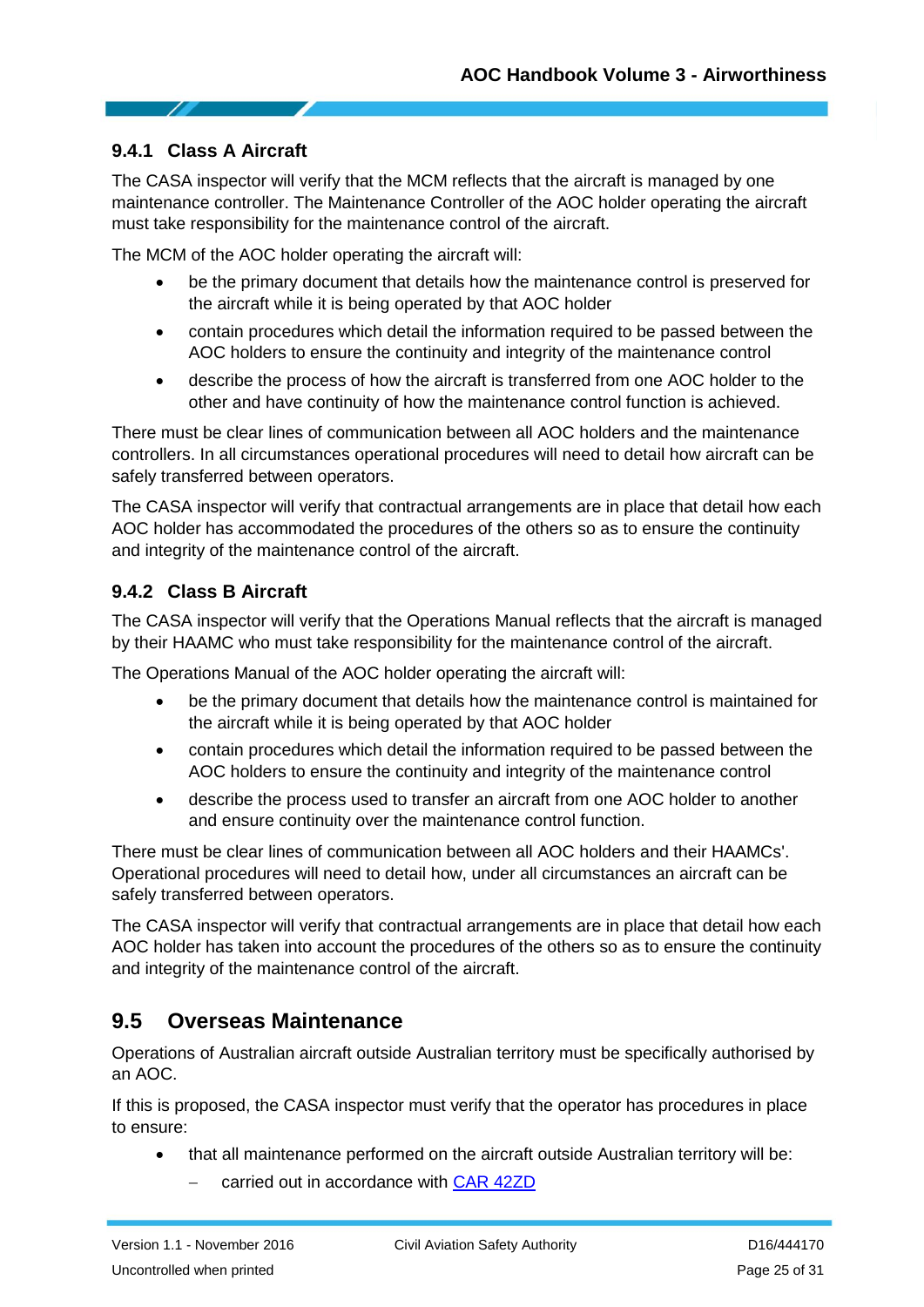### 9.4.1 Class A Aircraft

The CASA inspector will verify that the MCM reflects that the aircraft is managed by one maintenance controller. The Maintenance Controller of the AOC holder operating the aircraft must take responsibility for the maintenance control of the aircraft.

The MCM of the AOC holder operating the aircraft will:

- be the primary document that details how the maintenance control is preserved for the aircraft while it is being operated by that AOC holder
- contain procedures which detail the information required to be passed between the AOC holders to ensure the continuity and integrity of the maintenance control
- describe the process of how the aircraft is transferred from one AOC holder to the other and have continuity of how the maintenance control function is achieved.

There must be clear lines of communication between all AOC holders and the maintenance controllers. In all circumstances operational procedures will need to detail how aircraft can be safely transferred between operators.

The CASA inspector will verify that contractual arrangements are in place that detail how each AOC holder has accommodated the procedures of the others so as to ensure the continuity and integrity of the maintenance control of the aircraft.

### 9.4.2 Class B Aircraft

The CASA inspector will verify that the Operations Manual reflects that the aircraft is managed by their HAAMC who must take responsibility for the maintenance control of the aircraft.

The Operations Manual of the AOC holder operating the aircraft will:

- be the primary document that details how the maintenance control is maintained for the aircraft while it is being operated by that AOC holder
- contain procedures which detail the information required to be passed between the AOC holders to ensure the continuity and integrity of the maintenance control
- describe the process used to transfer an aircraft from one AOC holder to another and ensure continuity over the maintenance control function.

There must be clear lines of communication between all AOC holders and their HAAMCs'. Operational procedures will need to detail how, under all circumstances an aircraft can be safely transferred between operators.

The CASA inspector will verify that contractual arrangements are in place that detail how each AOC holder has taken into account the procedures of the others so as to ensure the continuity and integrity of the maintenance control of the aircraft.

## 9.5 Overseas Maintenance

Operations of Australian aircraft outside Australian territory must be specifically authorised by an AOC.

If this is proposed, the CASA inspector must verify that the operator has procedures in place to ensure:

- that all maintenance performed on the aircraft outside Australian territory will be:
  - carried out in accordance with CAR 42ZD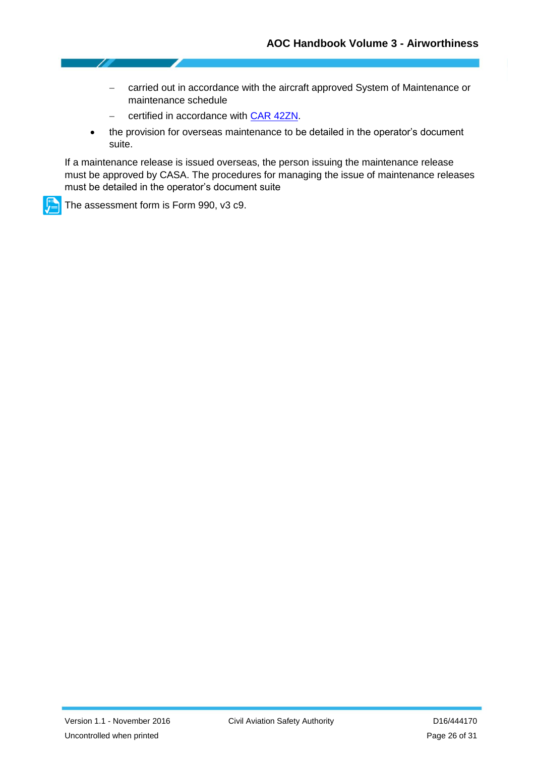- carried out in accordance with the aircraft approved System of Maintenance or maintenance schedule
  - certified in accordance with CAR 42ZN.
- the provision for overseas maintenance to be detailed in the operator's document suite.

If a maintenance release is issued overseas, the person issuing the maintenance release must be approved by CASA. The procedures for managing the issue of maintenance releases must be detailed in the operator's document suite

The assessment form is Form 990, v3 c9.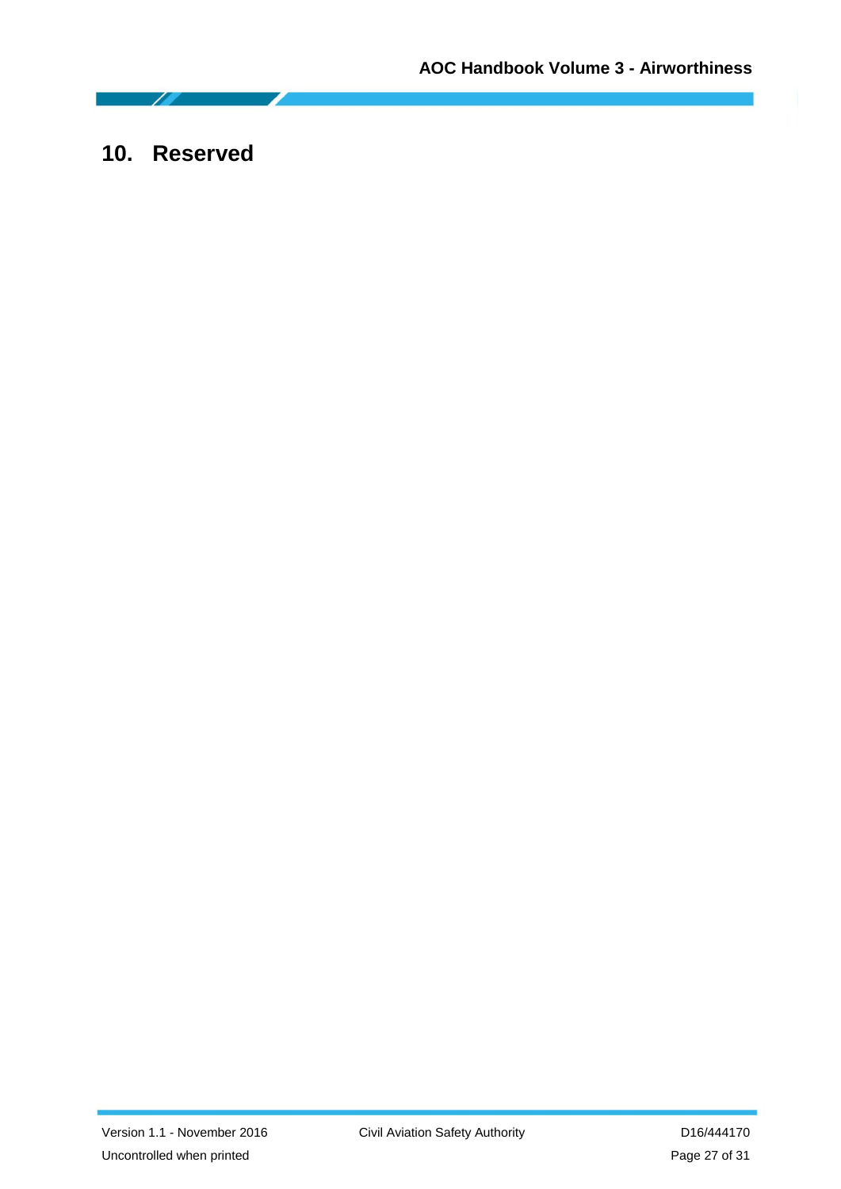# 10. Reserved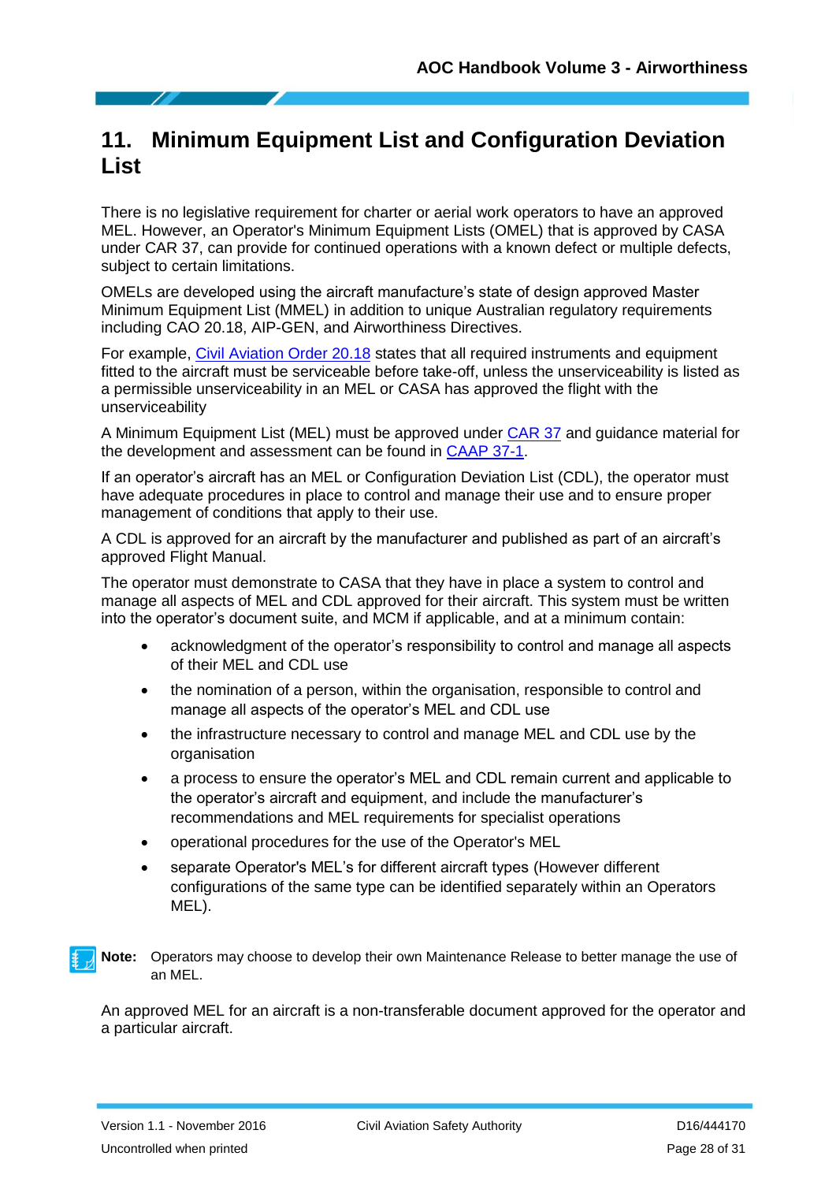# 11. Minimum Equipment List and Configuration Deviation List

There is no legislative requirement for charter or aerial work operators to have an approved MEL. However, an Operator's Minimum Equipment Lists (OMEL) that is approved by CASA under CAR 37, can provide for continued operations with a known defect or multiple defects, subject to certain limitations.

OMELs are developed using the aircraft manufacture's state of design approved Master Minimum Equipment List (MMEL) in addition to unique Australian regulatory requirements including CAO 20.18, AIP-GEN, and Airworthiness Directives.

For example, Civil Aviation Order 20.18 states that all required instruments and equipment fitted to the aircraft must be serviceable before take-off, unless the unserviceability is listed as a permissible unserviceability in an MEL or CASA has approved the flight with the unserviceability

A Minimum Equipment List (MEL) must be approved under CAR 37 and guidance material for the development and assessment can be found in CAAP 37-1.

If an operator's aircraft has an MEL or Configuration Deviation List (CDL), the operator must have adequate procedures in place to control and manage their use and to ensure proper management of conditions that apply to their use.

A CDL is approved for an aircraft by the manufacturer and published as part of an aircraft's approved Flight Manual.

The operator must demonstrate to CASA that they have in place a system to control and manage all aspects of MEL and CDL approved for their aircraft. This system must be written into the operator's document suite, and MCM if applicable, and at a minimum contain:

- acknowledgment of the operator's responsibility to control and manage all aspects of their MEL and CDL use
- the nomination of a person, within the organisation, responsible to control and manage all aspects of the operator's MEL and CDL use
- the infrastructure necessary to control and manage MEL and CDL use by the organisation
- a process to ensure the operator's MEL and CDL remain current and applicable to the operator's aircraft and equipment, and include the manufacturer's recommendations and MEL requirements for specialist operations
- operational procedures for the use of the Operator's MEL
- separate Operator's MEL's for different aircraft types (However different configurations of the same type can be identified separately within an Operators MEL).

**Note:** Operators may choose to develop their own Maintenance Release to better manage the use of an MEL.

An approved MEL for an aircraft is a non-transferable document approved for the operator and a particular aircraft.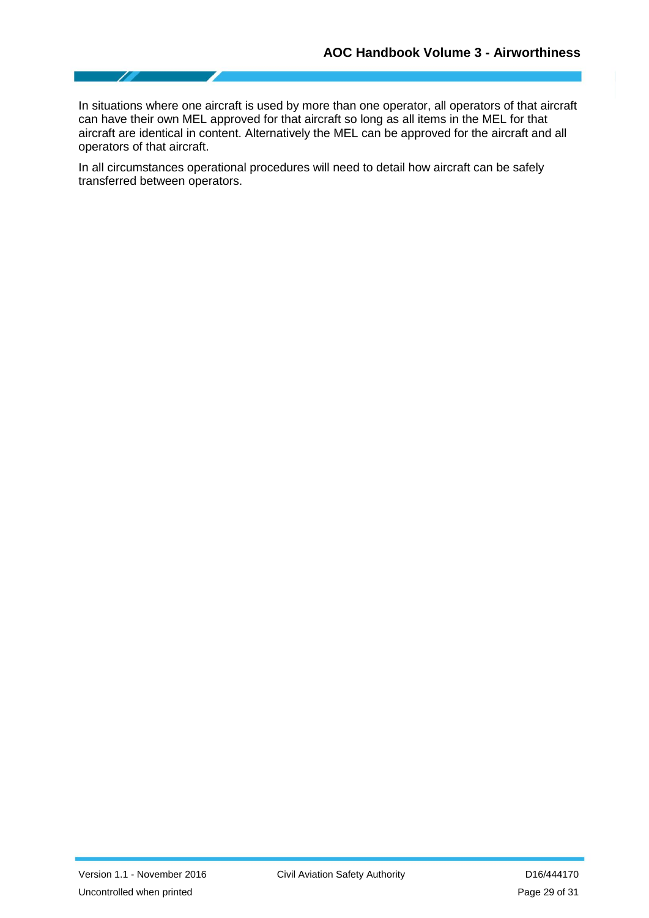In situations where one aircraft is used by more than one operator, all operators of that aircraft can have their own MEL approved for that aircraft so long as all items in the MEL for that aircraft are identical in content. Alternatively the MEL can be approved for the aircraft and all operators of that aircraft.

In all circumstances operational procedures will need to detail how aircraft can be safely transferred between operators.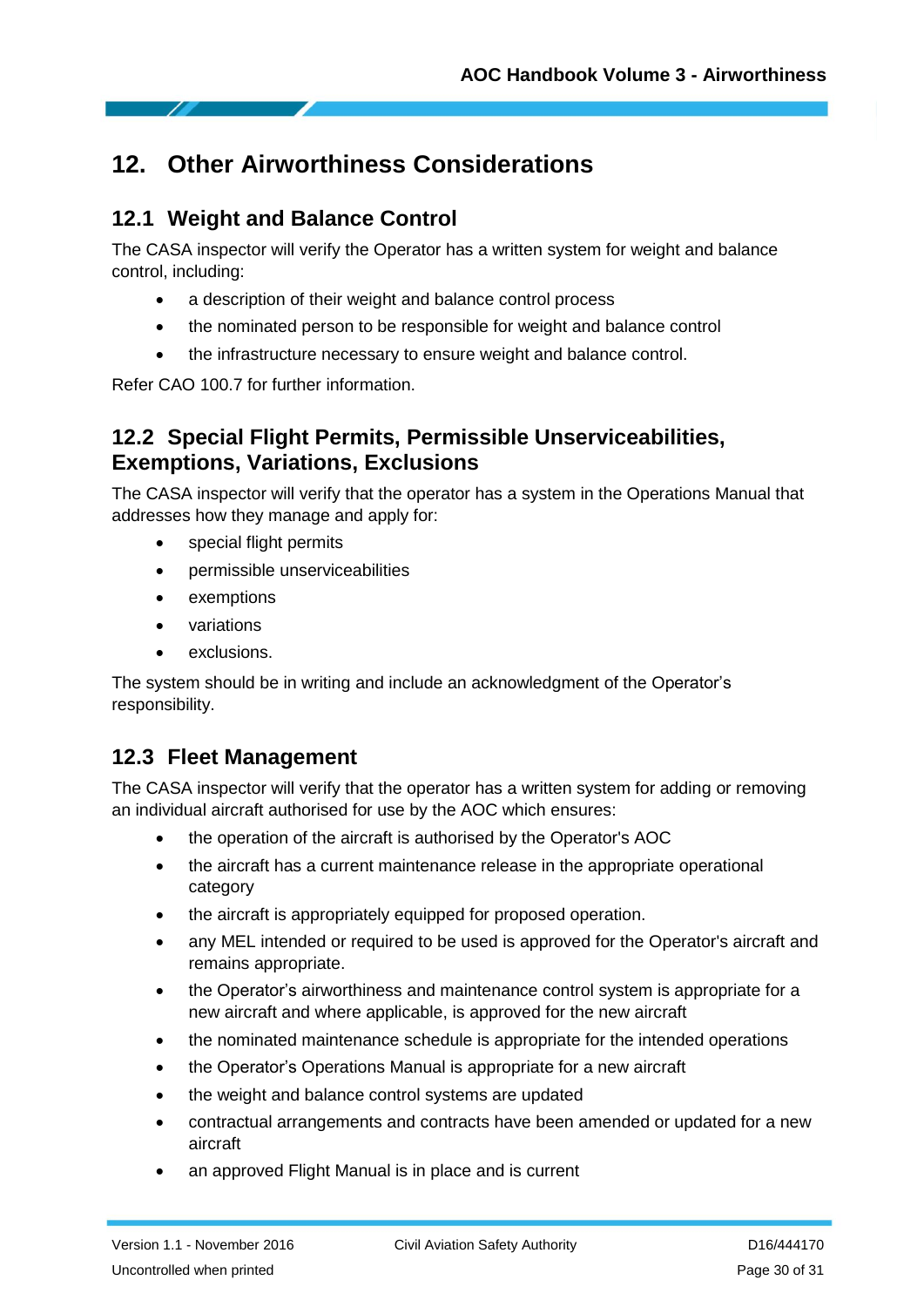# 12. Other Airworthiness Considerations

## 12.1 Weight and Balance Control

The CASA inspector will verify the Operator has a written system for weight and balance control, including:

- a description of their weight and balance control process
- the nominated person to be responsible for weight and balance control
- the infrastructure necessary to ensure weight and balance control.

Refer CAO 100.7 for further information.

## 12.2 Special Flight Permits, Permissible Unserviceabilities, Exemptions, Variations, Exclusions

The CASA inspector will verify that the operator has a system in the Operations Manual that addresses how they manage and apply for:

- special flight permits
- permissible unserviceabilities
- exemptions
- variations
- exclusions.

The system should be in writing and include an acknowledgment of the Operator's responsibility.

## 12.3 Fleet Management

The CASA inspector will verify that the operator has a written system for adding or removing an individual aircraft authorised for use by the AOC which ensures:

- the operation of the aircraft is authorised by the Operator's AOC
- the aircraft has a current maintenance release in the appropriate operational category
- the aircraft is appropriately equipped for proposed operation.
- any MEL intended or required to be used is approved for the Operator's aircraft and remains appropriate.
- the Operator's airworthiness and maintenance control system is appropriate for a new aircraft and where applicable, is approved for the new aircraft
- the nominated maintenance schedule is appropriate for the intended operations
- the Operator's Operations Manual is appropriate for a new aircraft
- the weight and balance control systems are updated
- contractual arrangements and contracts have been amended or updated for a new aircraft
- an approved Flight Manual is in place and is current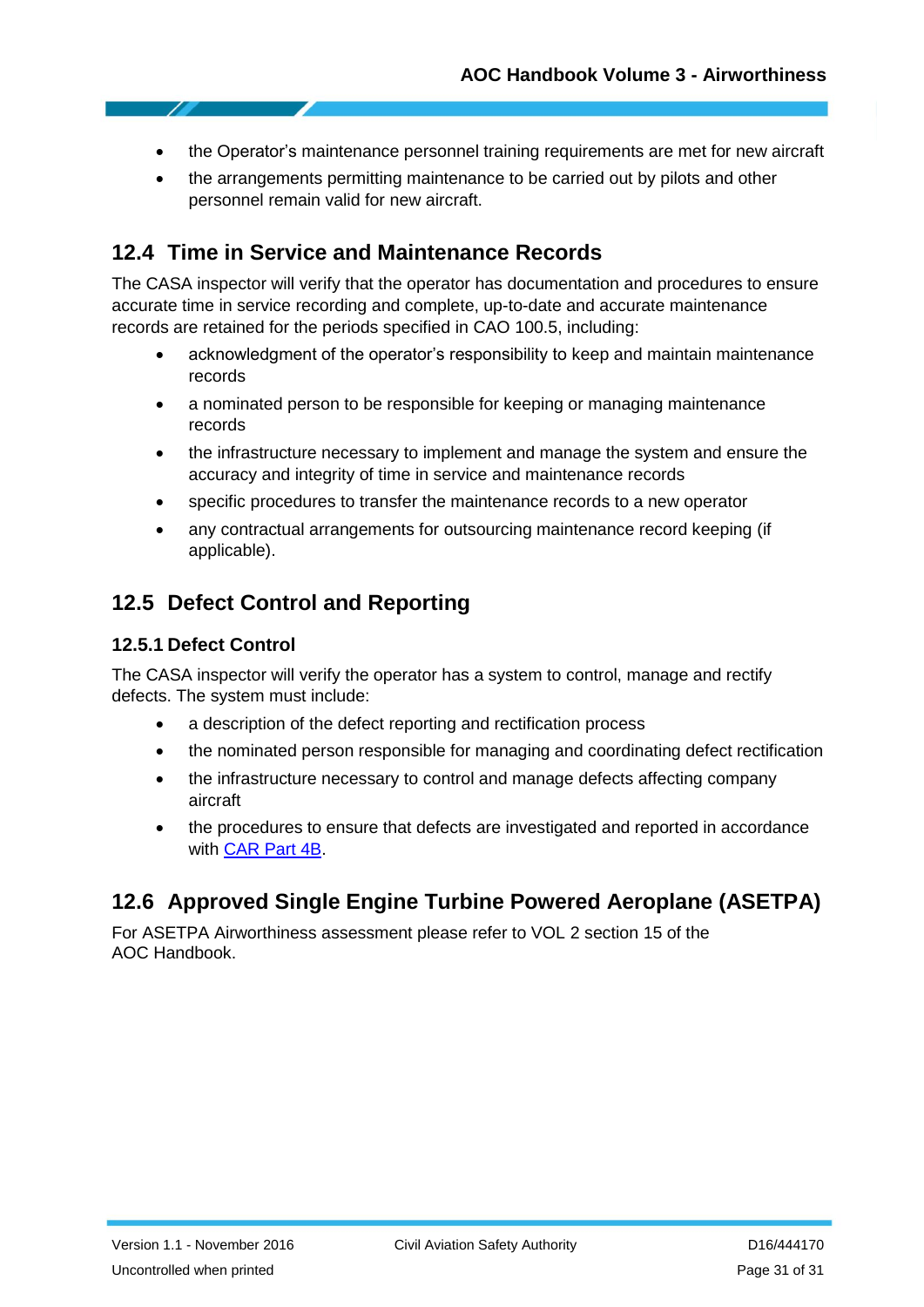- the Operator's maintenance personnel training requirements are met for new aircraft
- the arrangements permitting maintenance to be carried out by pilots and other personnel remain valid for new aircraft.

## 12.4 Time in Service and Maintenance Records

The CASA inspector will verify that the operator has documentation and procedures to ensure accurate time in service recording and complete, up-to-date and accurate maintenance records are retained for the periods specified in CAO 100.5, including:

- acknowledgment of the operator's responsibility to keep and maintain maintenance records
- a nominated person to be responsible for keeping or managing maintenance records
- the infrastructure necessary to implement and manage the system and ensure the accuracy and integrity of time in service and maintenance records
- specific procedures to transfer the maintenance records to a new operator
- any contractual arrangements for outsourcing maintenance record keeping (if applicable).

## 12.5 Defect Control and Reporting

### 12.5.1 Defect Control

The CASA inspector will verify the operator has a system to control, manage and rectify defects. The system must include:

- a description of the defect reporting and rectification process
- the nominated person responsible for managing and coordinating defect rectification
- the infrastructure necessary to control and manage defects affecting company aircraft
- the procedures to ensure that defects are investigated and reported in accordance with CAR Part 4B.

## 12.6 Approved Single Engine Turbine Powered Aeroplane (ASETPA)

For ASETPA Airworthiness assessment please refer to VOL 2 section 15 of the AOC Handbook.